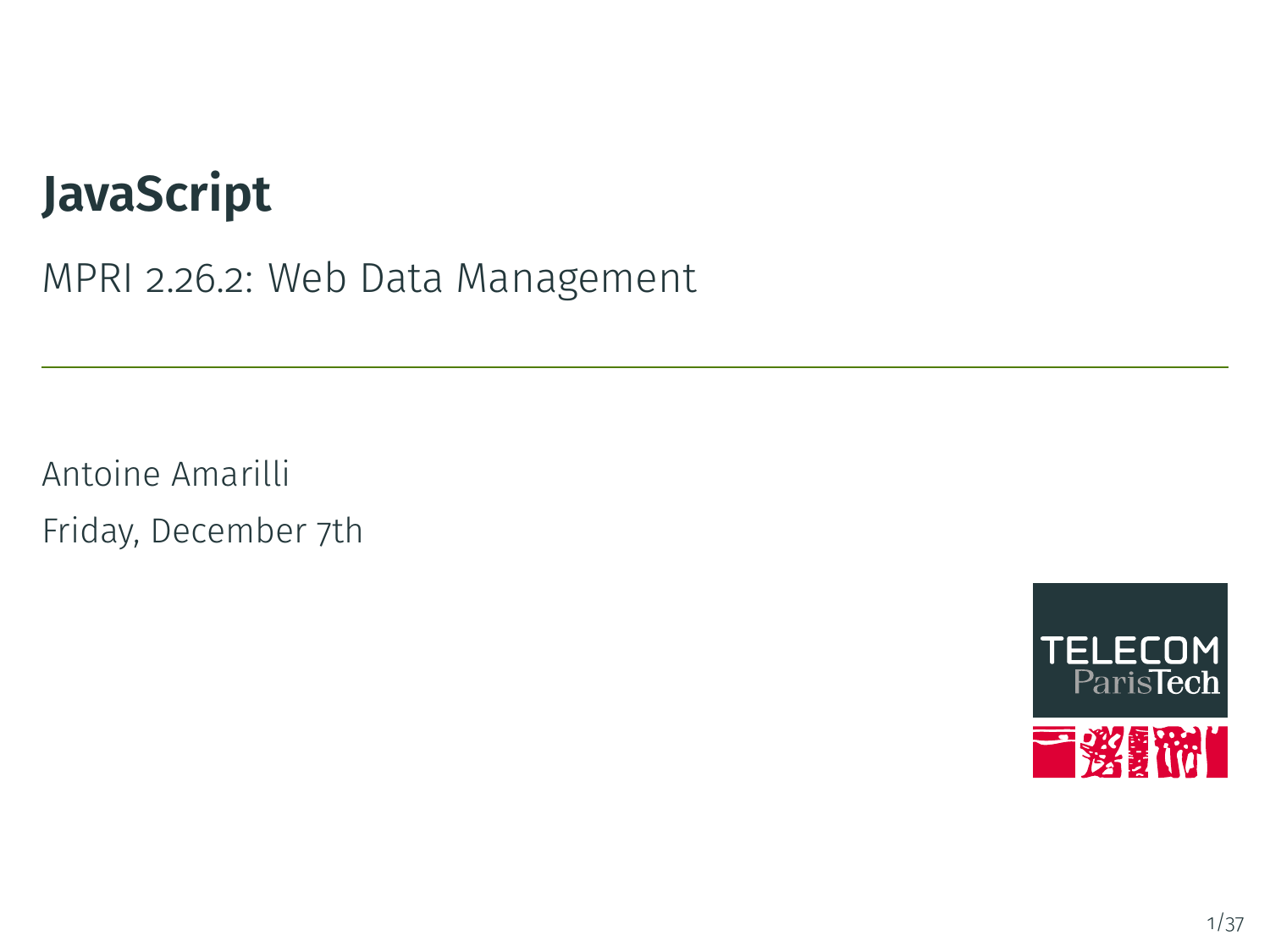# JavaScript

MPRI 2.26.2: Web Data Management

Antoine Amarilli

Friday, December 7th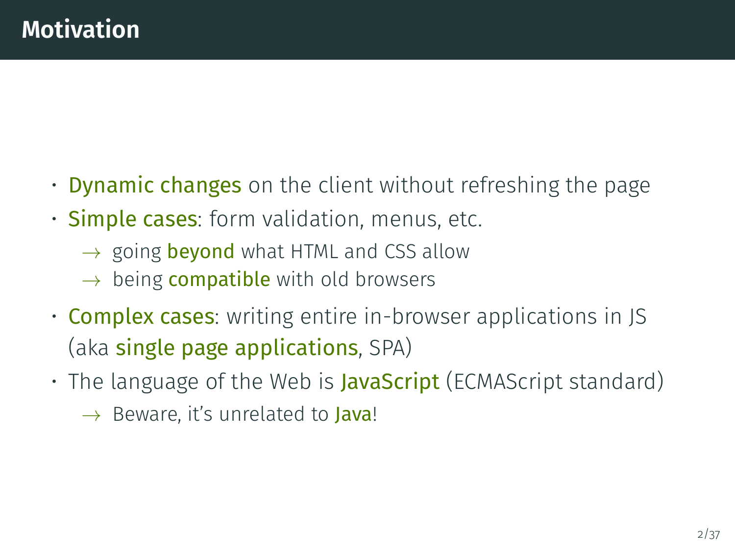# Motivation

- **Dynamic changes** on the client without refreshing the page
- **Simple cases**: form validation, menus, etc.
  - → going **beyond** what HTML and CSS allow
  - → being **compatible** with old browsers
- **Complex cases**: writing entire in-browser applications in JS (aka **single page applications**, SPA)
- The language of the Web is **JavaScript** (ECMAScript standard)
  - → Beware, it's unrelated to **Java**!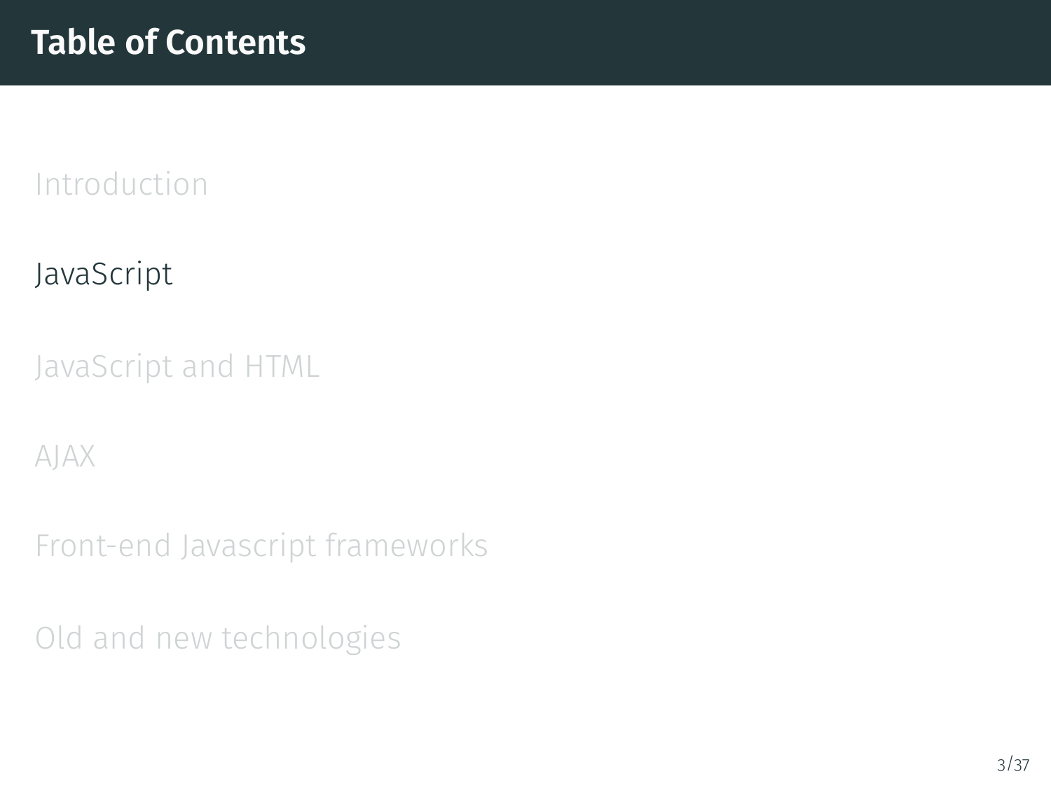# Table of Contents

Introduction

JavaScript

JavaScript and HTML

AJAX

Front-end Javascript frameworks

Old and new technologies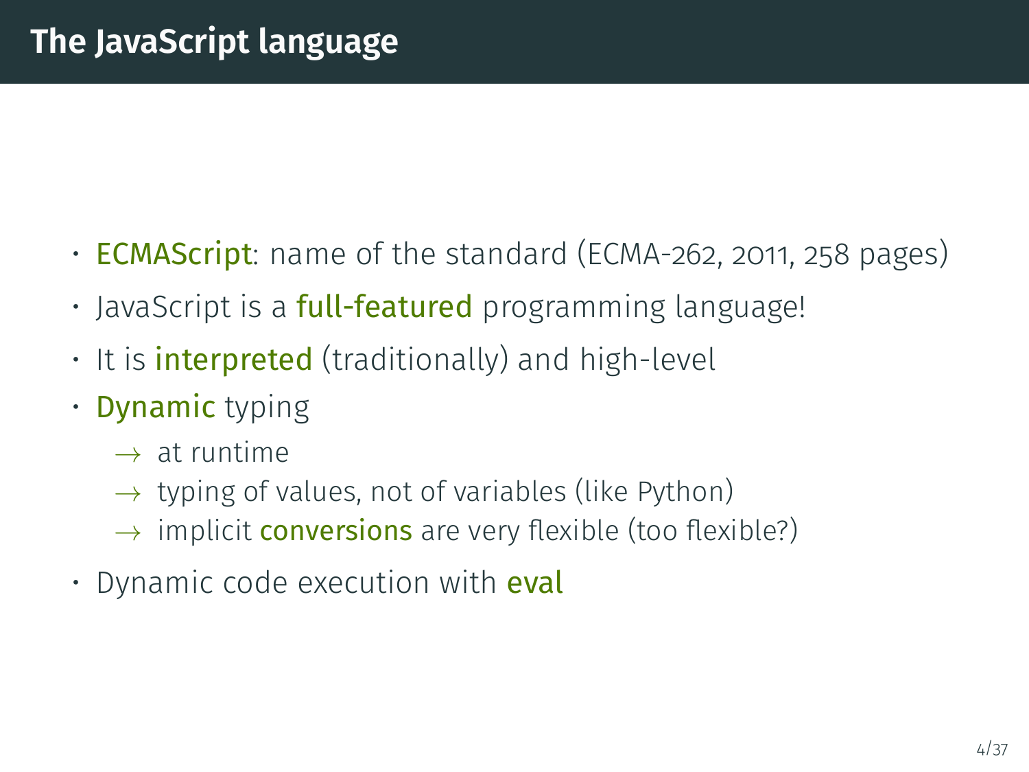# The JavaScript language

- **ECMAScript**: name of the standard (ECMA-262, 2011, 258 pages)
- JavaScript is a **full-featured** programming language!
- It is **interpreted** (traditionally) and high-level
- **Dynamic** typing
  - → at runtime
  - → typing of values, not of variables (like Python)
  - → implicit **conversions** are very flexible (too flexible?)
- Dynamic code execution with **eval**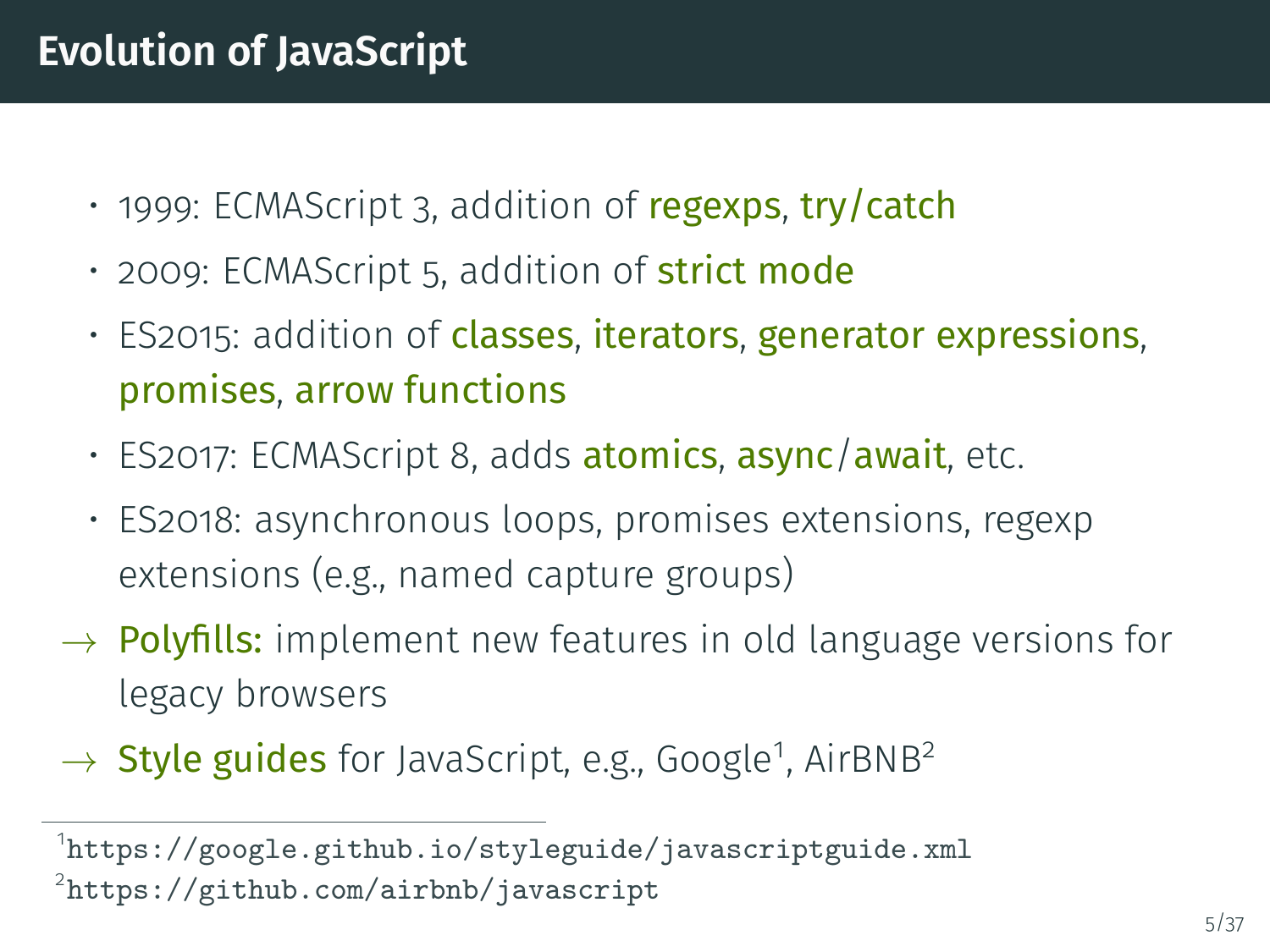# Evolution of JavaScript

- 1999: ECMAScript 3, addition of **regexps**, **try/catch**
- 2009: ECMAScript 5, addition of **strict mode**
- ES2015: addition of **classes**, **iterators**, **generator expressions**, **promises**, **arrow functions**
- ES2017: ECMAScript 8, adds **atomics**, **async/await**, etc.
- ES2018: asynchronous loops, promises extensions, regexp extensions (e.g., named capture groups)

→ **Polyfills:** implement new features in old language versions for legacy browsers

→ **Style guides** for JavaScript, e.g., Google[1], AirBNB[2]

---

[1] https://google.github.io/styleguide/javascriptguide.xml

[2] https://github.com/airbnb/javascript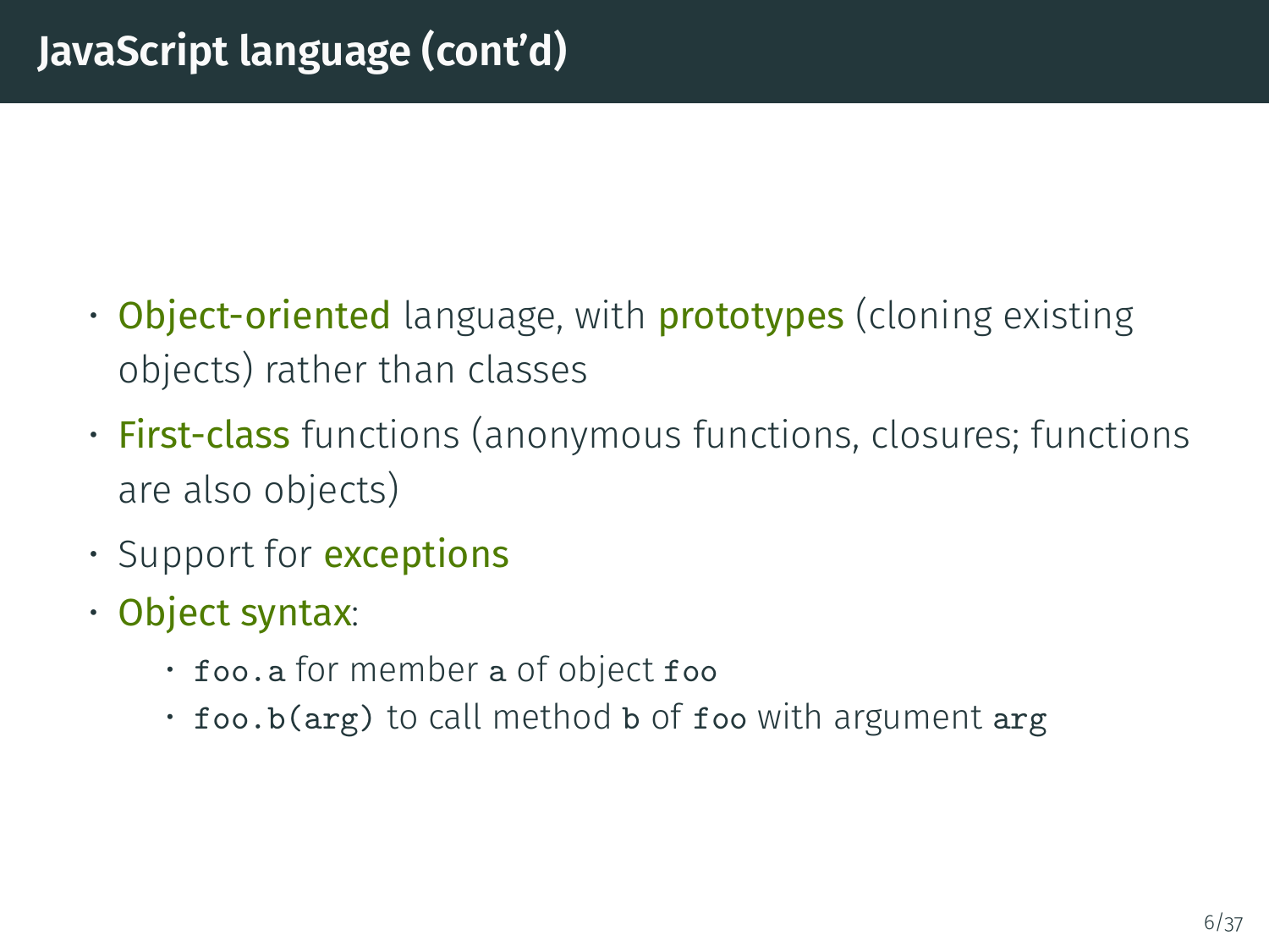# JavaScript language (cont'd)

- Object-oriented language, with prototypes (cloning existing objects) rather than classes
- First-class functions (anonymous functions, closures; functions are also objects)
- Support for exceptions
- Object syntax:
  - `foo.a` for member `a` of object `foo`
  - `foo.b(arg)` to call method `b` of `foo` with argument `arg`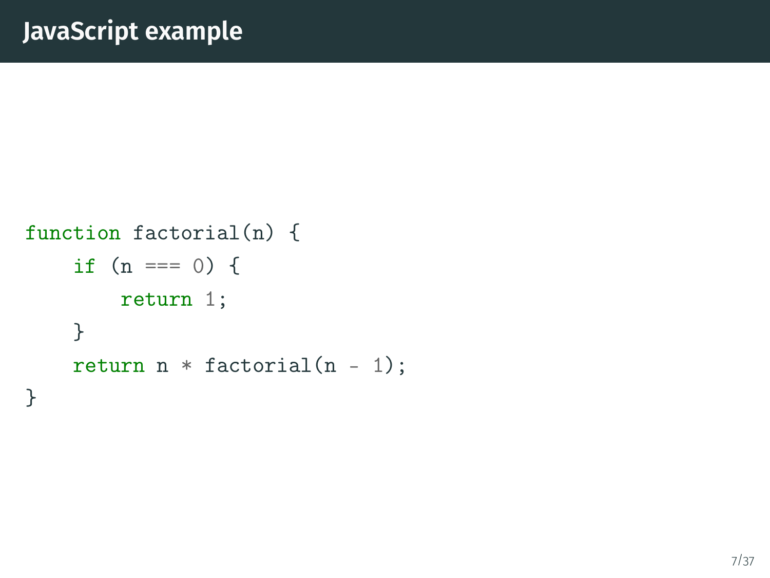# JavaScript example

```javascript
function factorial(n) {
    if (n === 0) {
        return 1;
    }
    return n * factorial(n - 1);
}
```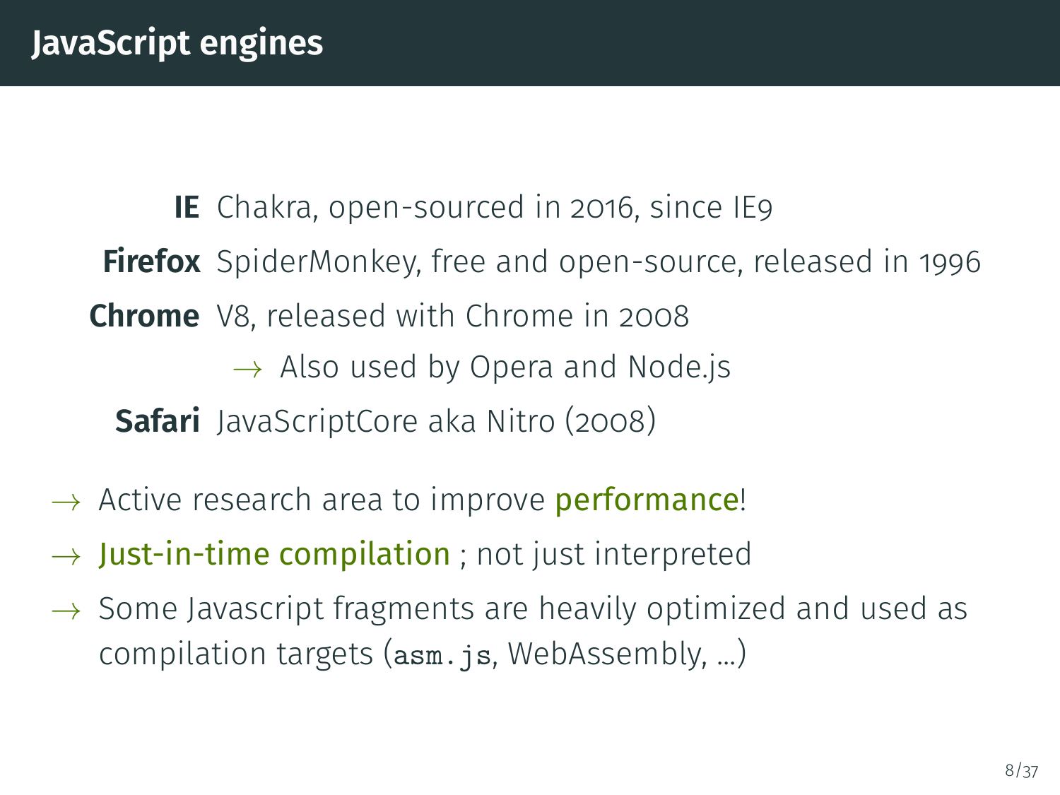# JavaScript engines

**IE** Chakra, open-sourced in 2016, since IE9

**Firefox** SpiderMonkey, free and open-source, released in 1996

**Chrome** V8, released with Chrome in 2008

→ Also used by Opera and Node.js

**Safari** JavaScriptCore aka Nitro (2008)

→ Active research area to improve performance!

→ Just-in-time compilation ; not just interpreted

→ Some Javascript fragments are heavily optimized and used as compilation targets (`asm.js`, WebAssembly, …)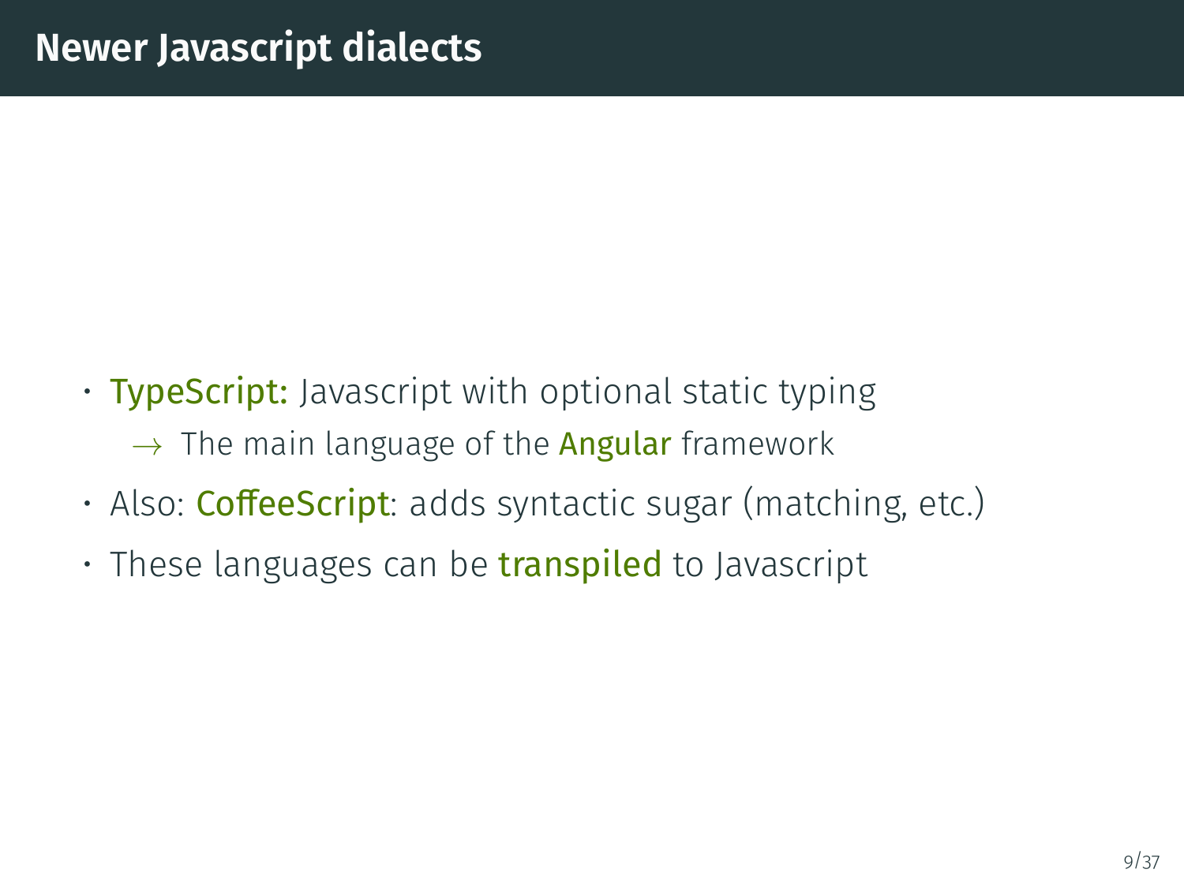# Newer Javascript dialects

- **TypeScript:** Javascript with optional static typing
  - → The main language of the **Angular** framework
- Also: **CoffeeScript**: adds syntactic sugar (matching, etc.)
- These languages can be **transpiled** to Javascript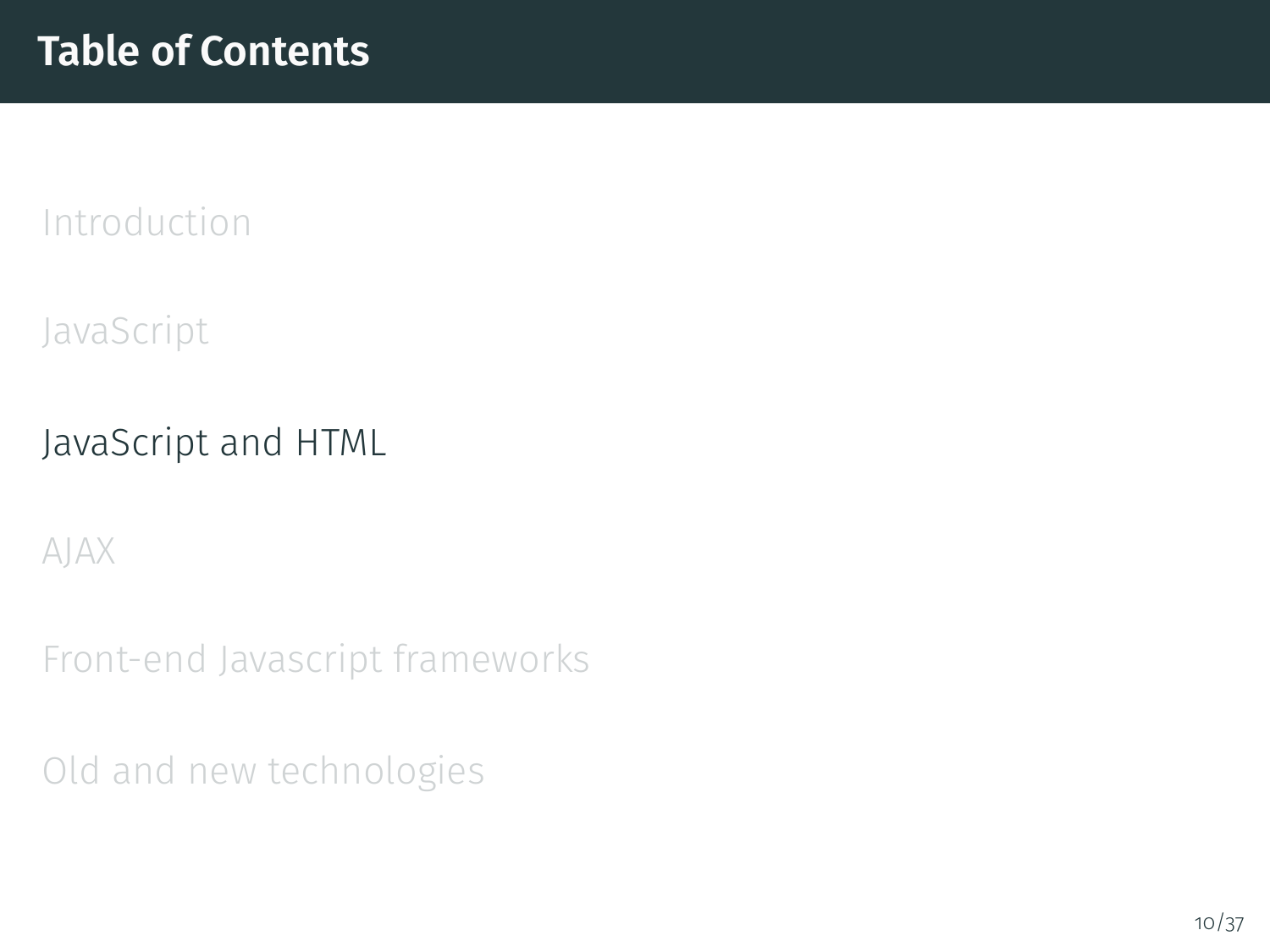# Table of Contents

Introduction

JavaScript

JavaScript and HTML

AJAX

Front-end Javascript frameworks

Old and new technologies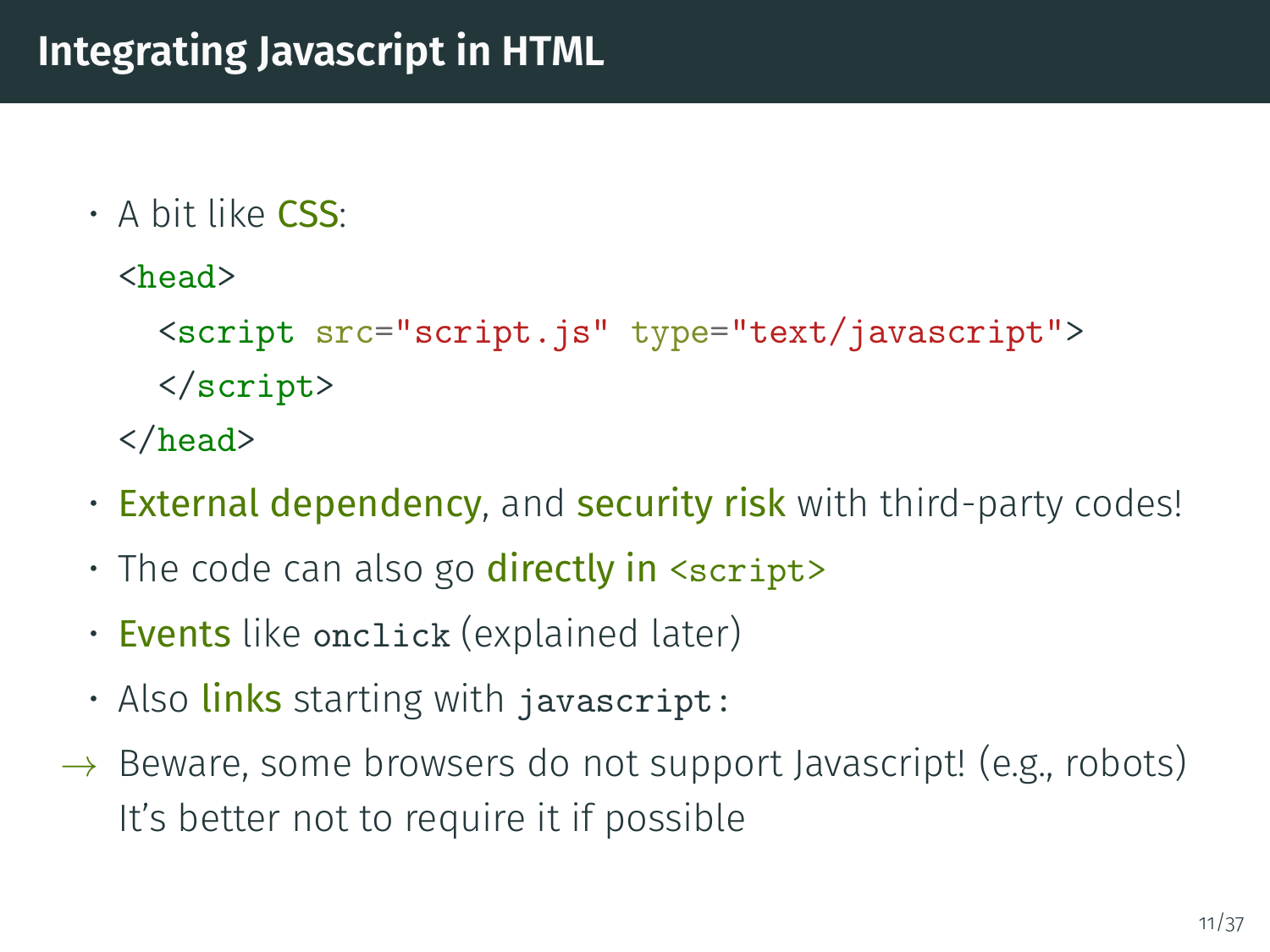# Integrating Javascript in HTML

- A bit like **CSS**:

```
<head>
  <script src="script.js" type="text/javascript">
  </script>
</head>
```

- **External dependency**, and **security risk** with third-party codes!
- The code can also go **directly in** `<script>`
- **Events** like `onclick` (explained later)
- Also **links** starting with `javascript:`

→ Beware, some browsers do not support Javascript! (e.g., robots)
It's better not to require it if possible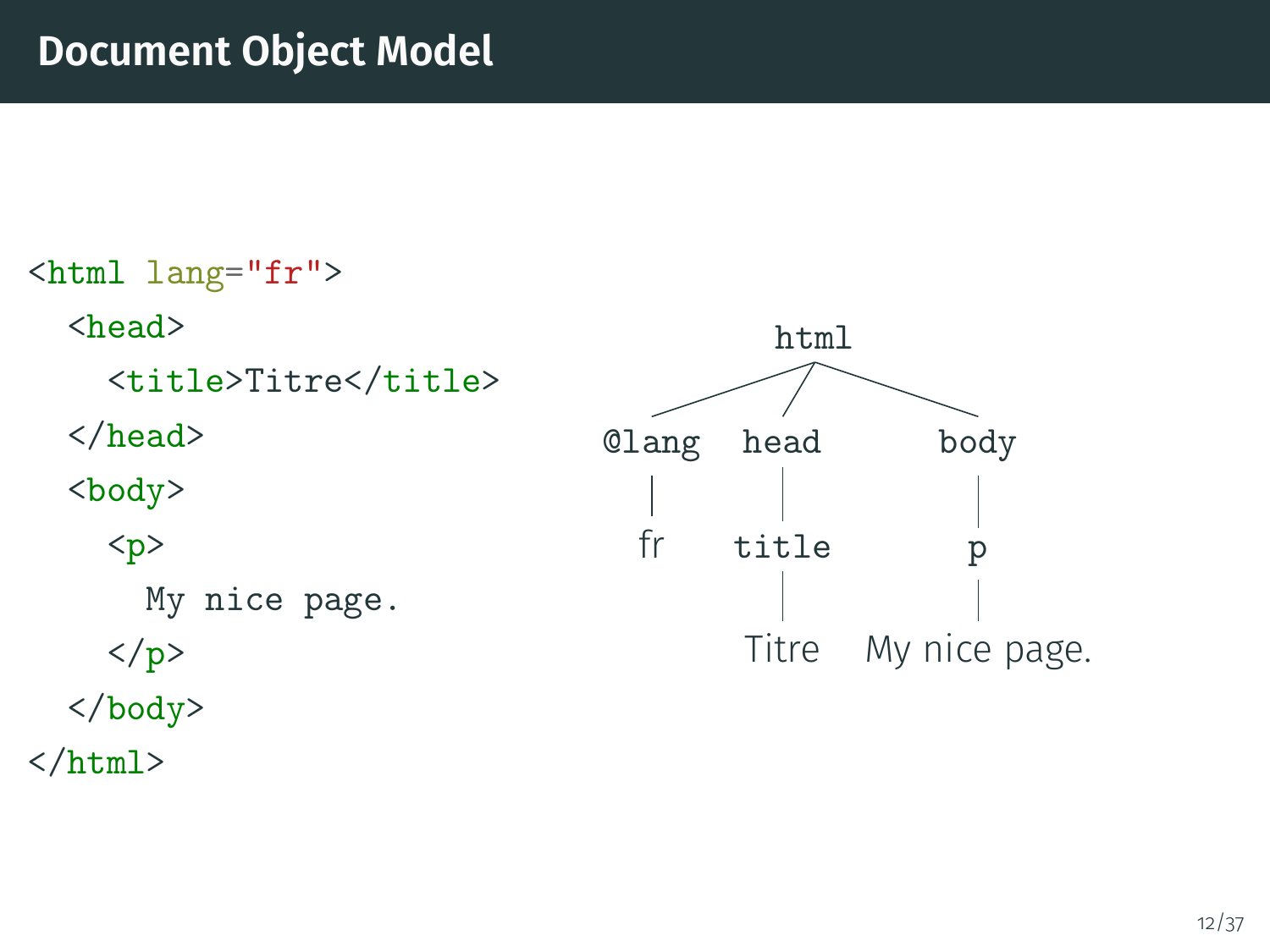# Document Object Model

```html
<html lang="fr">
  <head>
    <title>Titre</title>
  </head>
  <body>
    <p>
      My nice page.
    </p>
  </body>
</html>
```

```
                html
          /      |       \
     @lang     head      body
       |         |         |
      fr       title       p
                 |         |
               Titre   My nice page.
```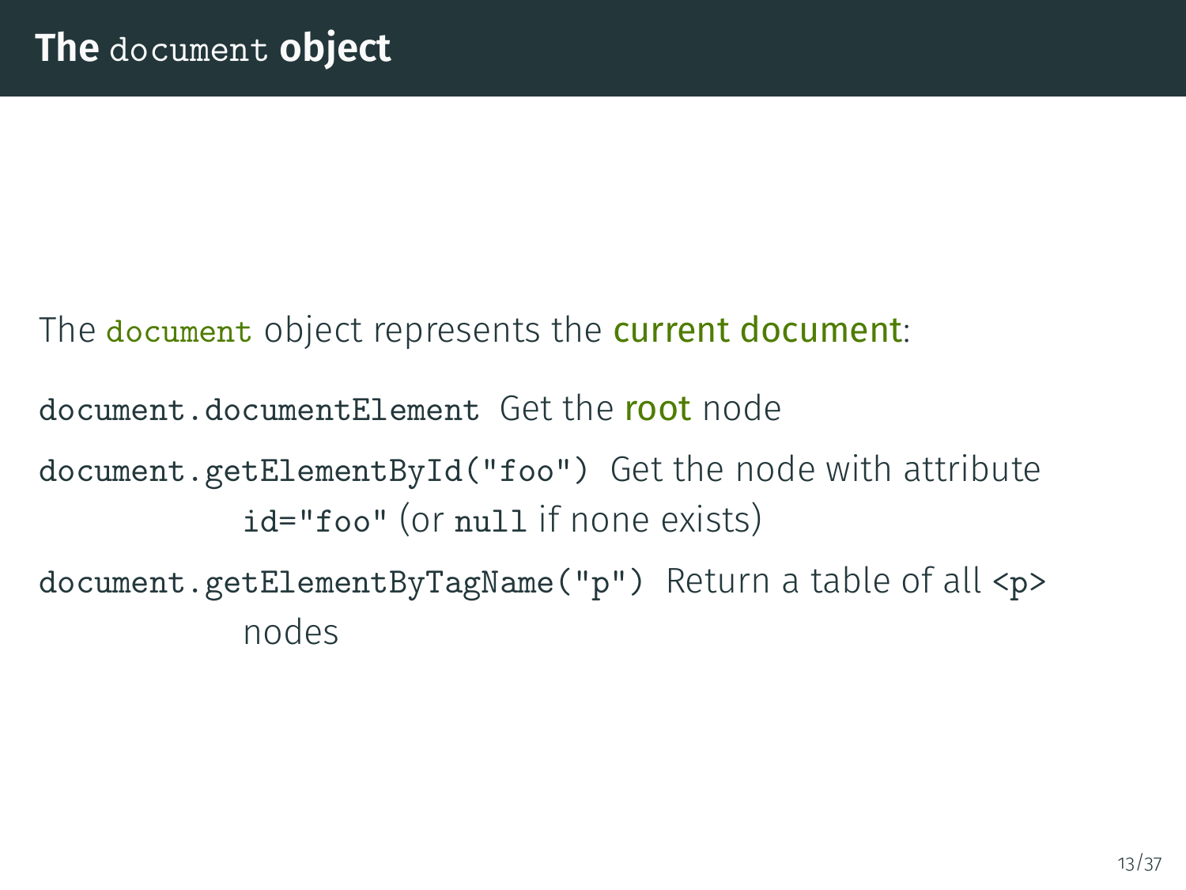# The `document` object

The `document` object represents the current document:

`document.documentElement` Get the root node

`document.getElementById("foo")` Get the node with attribute `id="foo"` (or `null` if none exists)

`document.getElementByTagName("p")` Return a table of all `<p>` nodes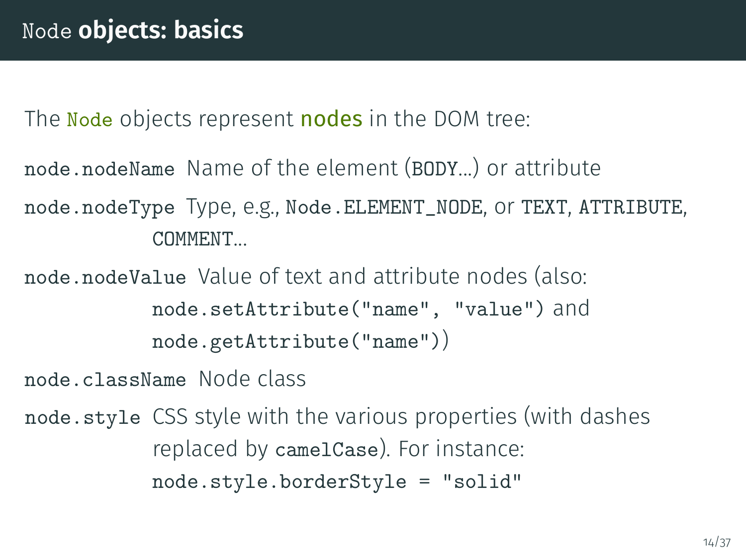# `Node` objects: basics

The `Node` objects represent **nodes** in the DOM tree:

`node.nodeName` Name of the element (`BODY`...) or attribute

`node.nodeType` Type, e.g., `Node.ELEMENT_NODE`, or `TEXT`, `ATTRIBUTE`, `COMMENT`...

`node.nodeValue` Value of text and attribute nodes (also: `node.setAttribute("name", "value")` and `node.getAttribute("name")`)

`node.className` Node class

`node.style` CSS style with the various properties (with dashes replaced by `camelCase`). For instance: `node.style.borderStyle = "solid"`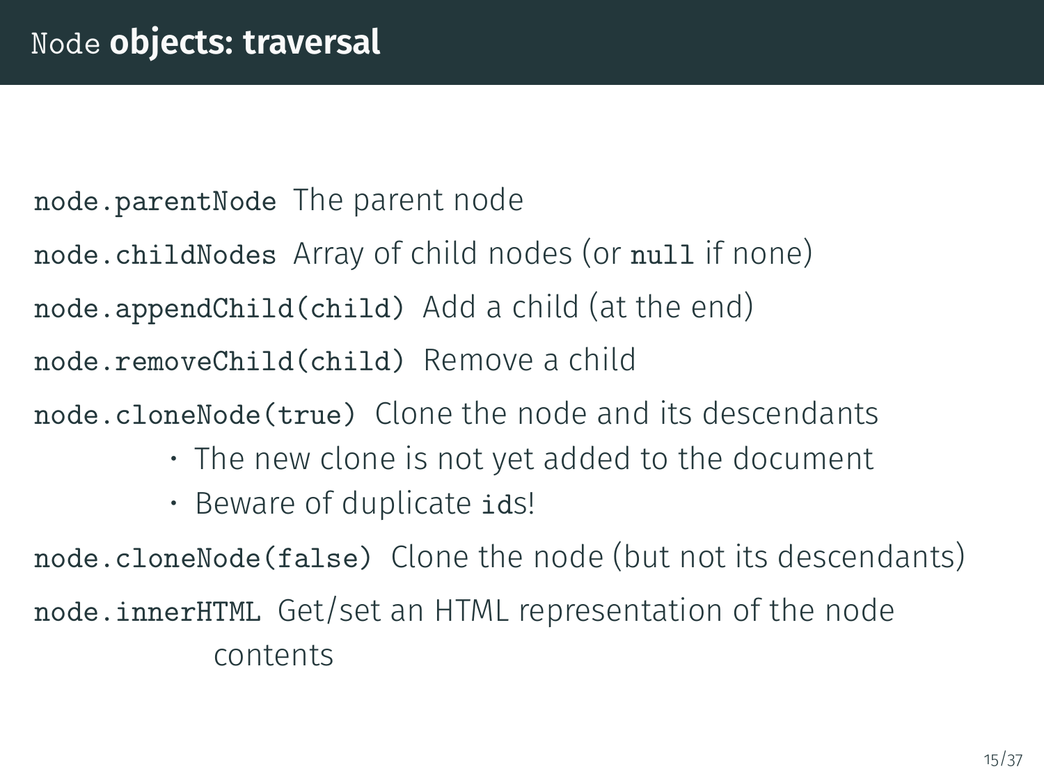# `Node` objects: traversal

`node.parentNode` The parent node

`node.childNodes` Array of child nodes (or `null` if none)

`node.appendChild(child)` Add a child (at the end)

`node.removeChild(child)` Remove a child

`node.cloneNode(true)` Clone the node and its descendants

- The new clone is not yet added to the document
- Beware of duplicate `id`s!

`node.cloneNode(false)` Clone the node (but not its descendants)

`node.innerHTML` Get/set an HTML representation of the node contents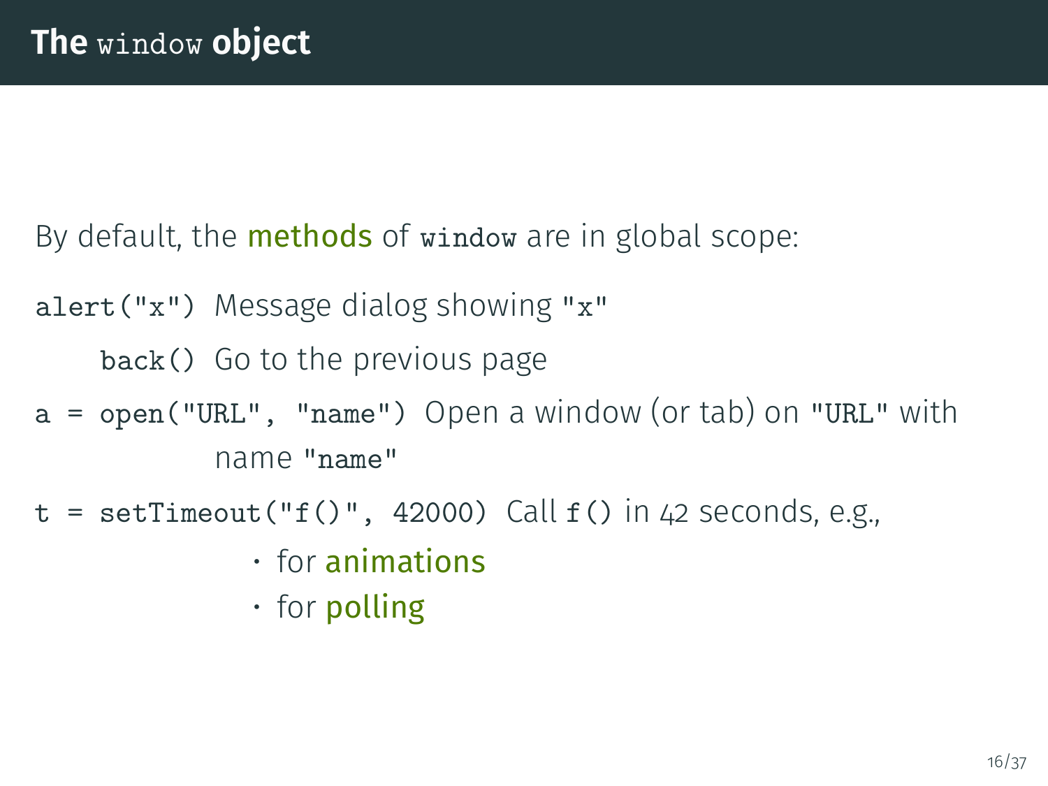# The `window` object

By default, the **methods** of `window` are in global scope:

- `alert("x")` Message dialog showing `"x"`
- `back()` Go to the previous page
- `a = open("URL", "name")` Open a window (or tab) on `"URL"` with name `"name"`
- `t = setTimeout("f()", 42000)` Call `f()` in 42 seconds, e.g.,
  - for **animations**
  - for **polling**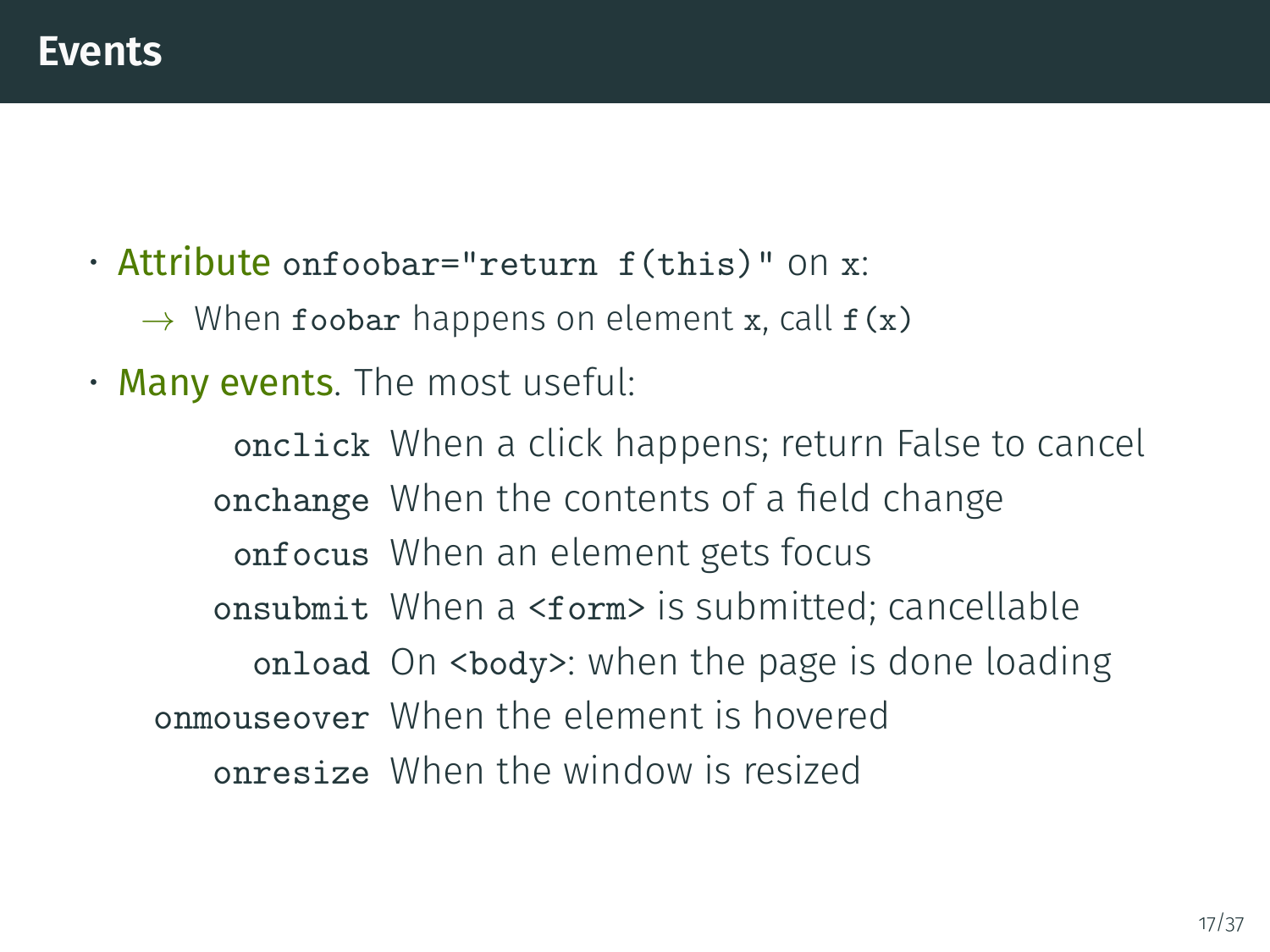## Events

- **Attribute** `onfoobar="return f(this)"` on `x`:
  - → When `foobar` happens on element `x`, call `f(x)`
- **Many events**. The most useful:

| | |
|---|---|
| `onclick` | When a click happens; return False to cancel |
| `onchange` | When the contents of a field change |
| `onfocus` | When an element gets focus |
| `onsubmit` | When a `<form>` is submitted; cancellable |
| `onload` | On `<body>`: when the page is done loading |
| `onmouseover` | When the element is hovered |
| `onresize` | When the window is resized |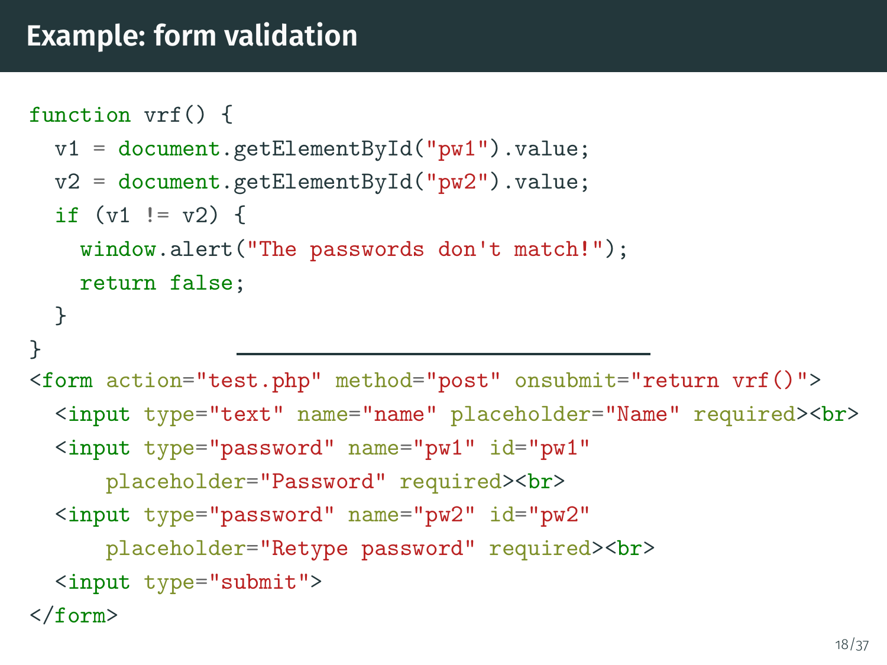# Example: form validation

```
function vrf() {
  v1 = document.getElementById("pw1").value;
  v2 = document.getElementById("pw2").value;
  if (v1 != v2) {
    window.alert("The passwords don't match!");
    return false;
  }
}
```

```
<form action="test.php" method="post" onsubmit="return vrf()">
  <input type="text" name="name" placeholder="Name" required><br>
  <input type="password" name="pw1" id="pw1"
      placeholder="Password" required><br>
  <input type="password" name="pw2" id="pw2"
      placeholder="Retype password" required><br>
  <input type="submit">
</form>
```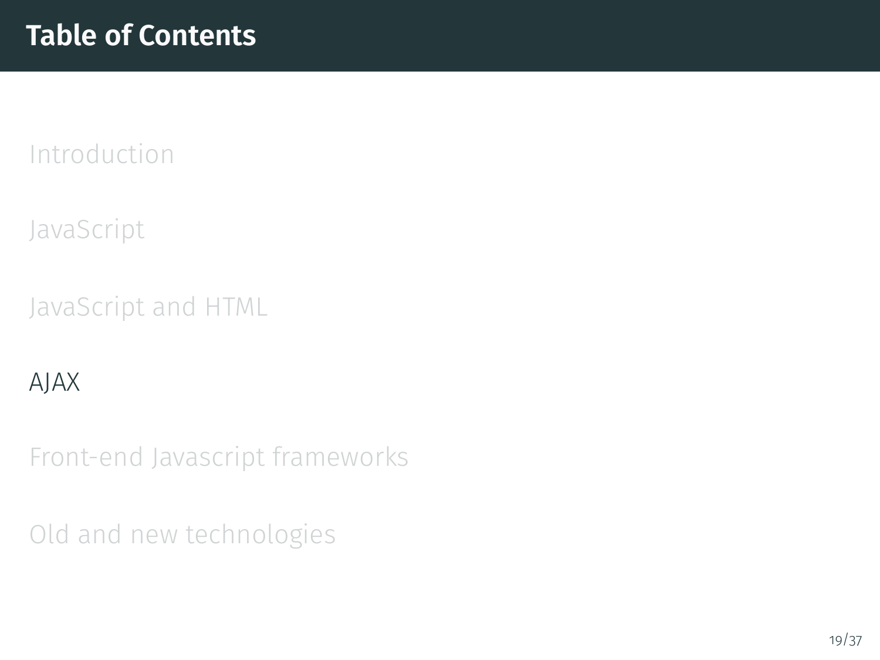# Table of Contents

Introduction

JavaScript

JavaScript and HTML

AJAX

Front-end Javascript frameworks

Old and new technologies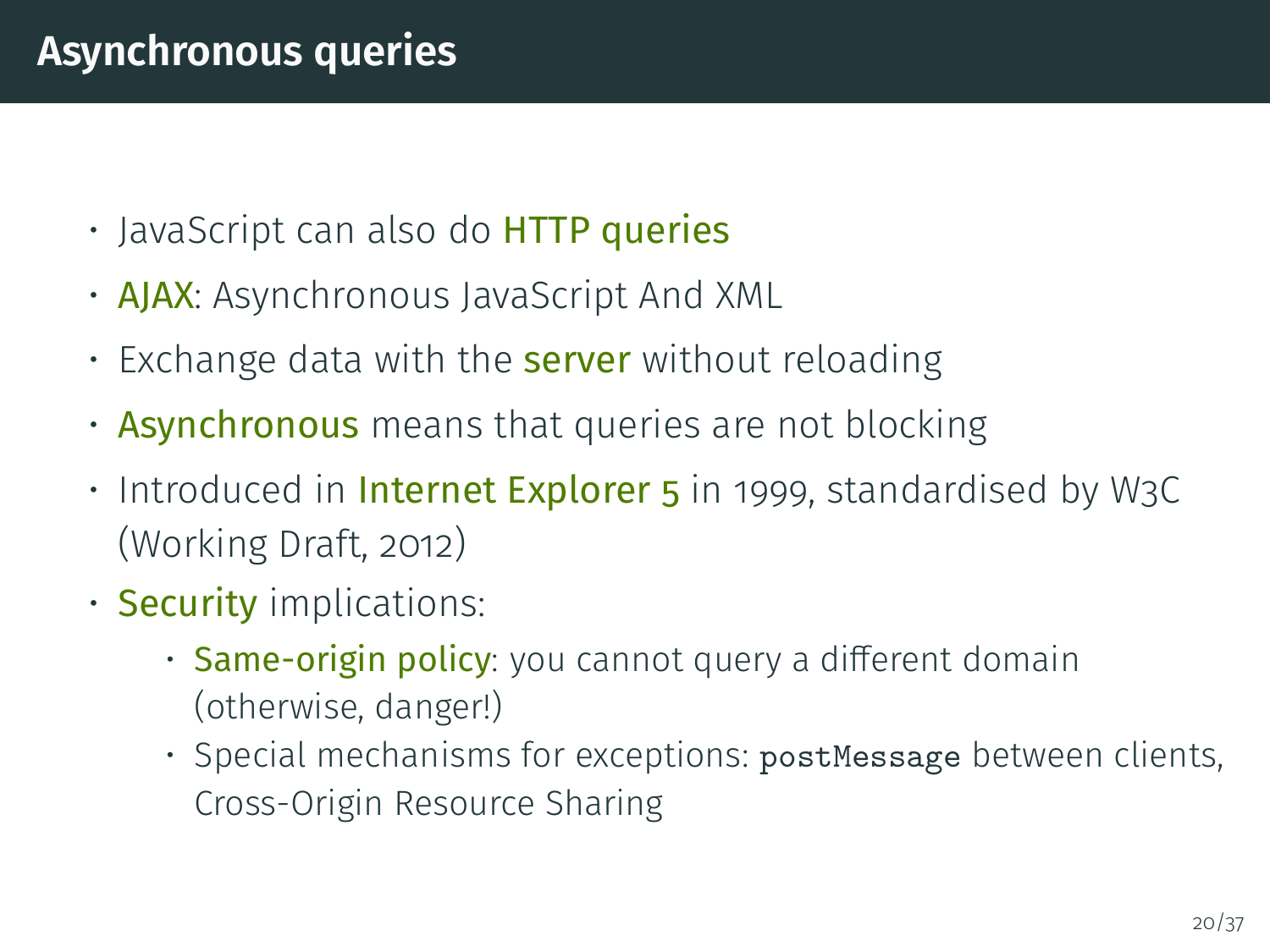# Asynchronous queries

- JavaScript can also do **HTTP queries**
- **AJAX**: Asynchronous JavaScript And XML
- Exchange data with the **server** without reloading
- **Asynchronous** means that queries are not blocking
- Introduced in **Internet Explorer 5** in 1999, standardised by W3C (Working Draft, 2012)
- **Security** implications:
  - **Same-origin policy**: you cannot query a different domain (otherwise, danger!)
  - Special mechanisms for exceptions: `postMessage` between clients, Cross-Origin Resource Sharing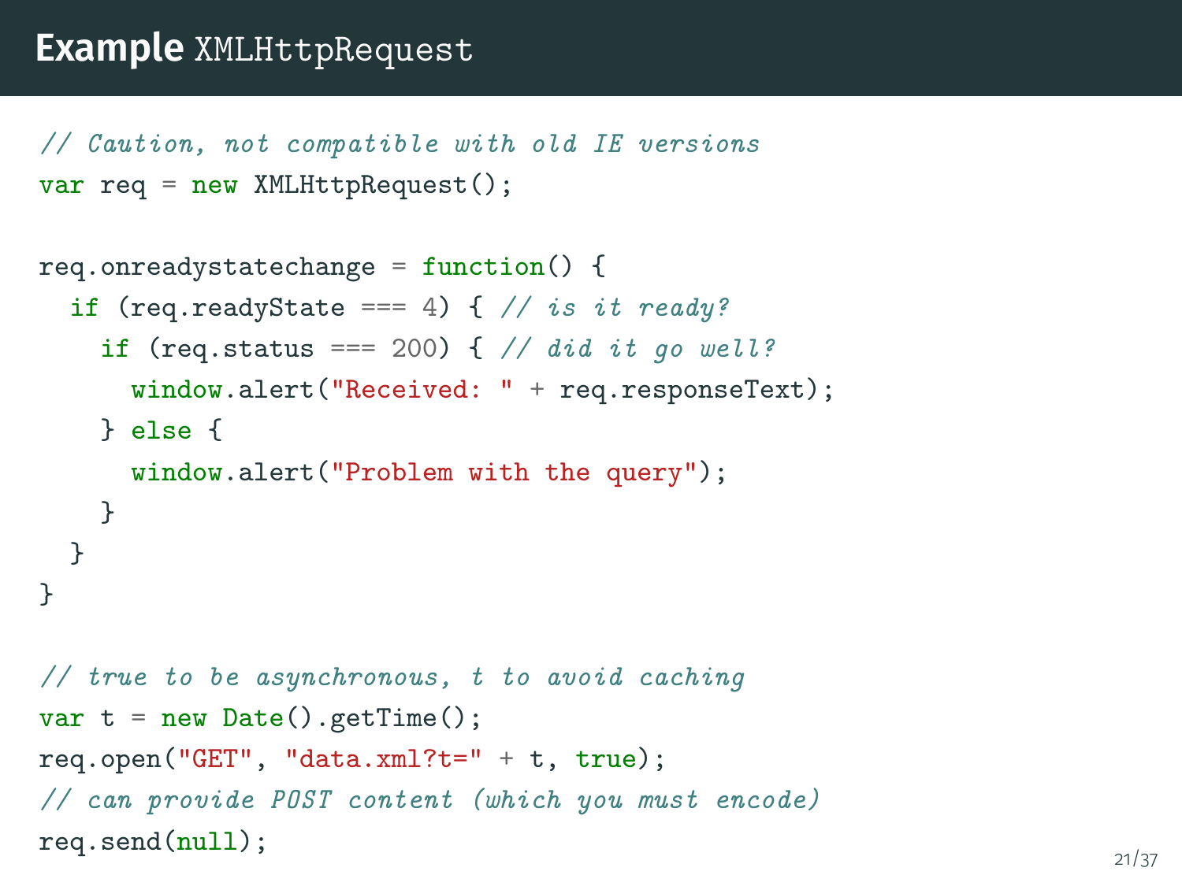## Example `XMLHttpRequest`

```
// Caution, not compatible with old IE versions
var req = new XMLHttpRequest();

req.onreadystatechange = function() {
  if (req.readyState === 4) { // is it ready?
    if (req.status === 200) { // did it go well?
      window.alert("Received: " + req.responseText);
    } else {
      window.alert("Problem with the query");
    }
  }
}

// true to be asynchronous, t to avoid caching
var t = new Date().getTime();
req.open("GET", "data.xml?t=" + t, true);
// can provide POST content (which you must encode)
req.send(null);
```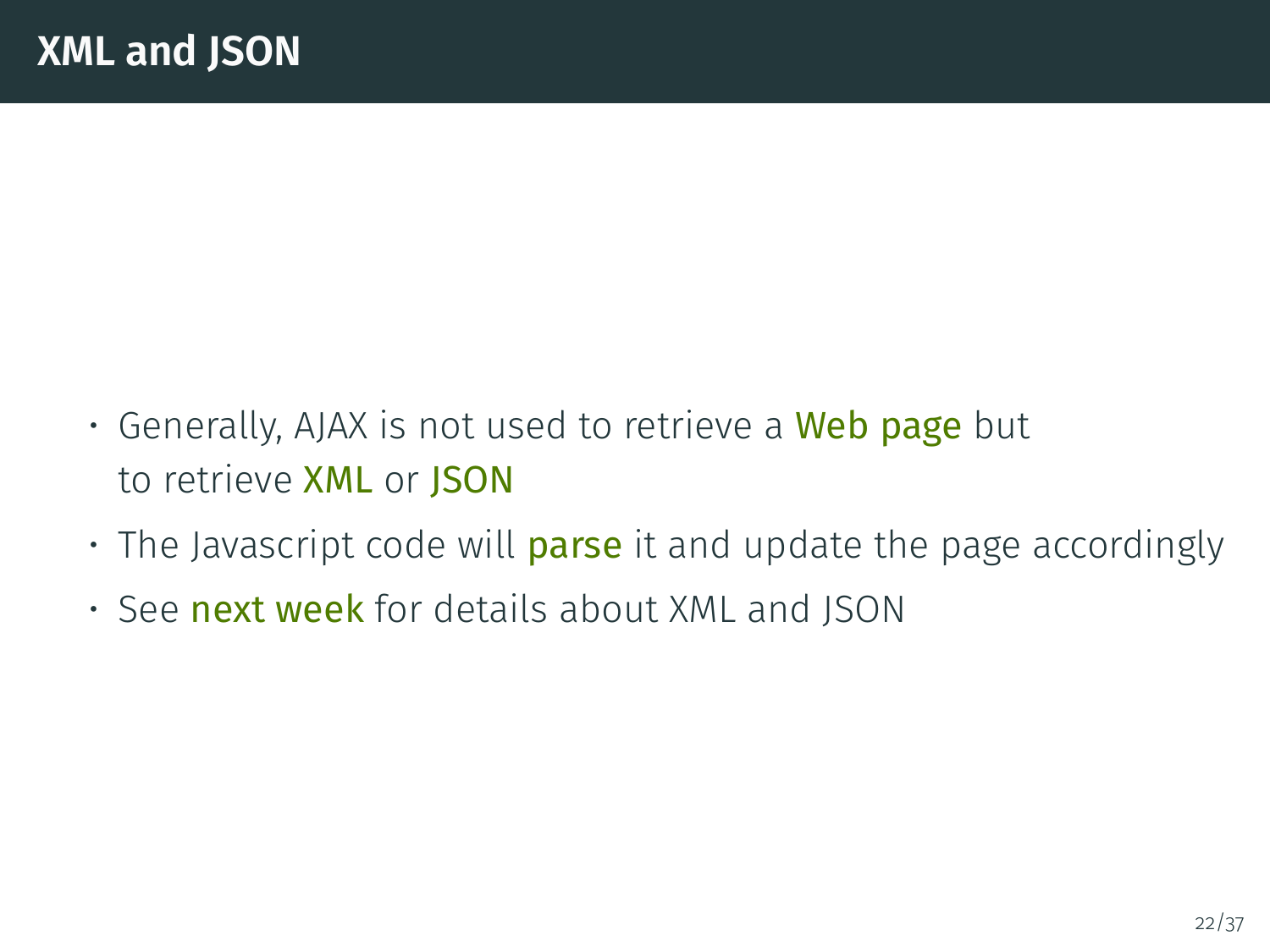# XML and JSON

- Generally, AJAX is not used to retrieve a Web page but to retrieve XML or JSON
- The Javascript code will parse it and update the page accordingly
- See next week for details about XML and JSON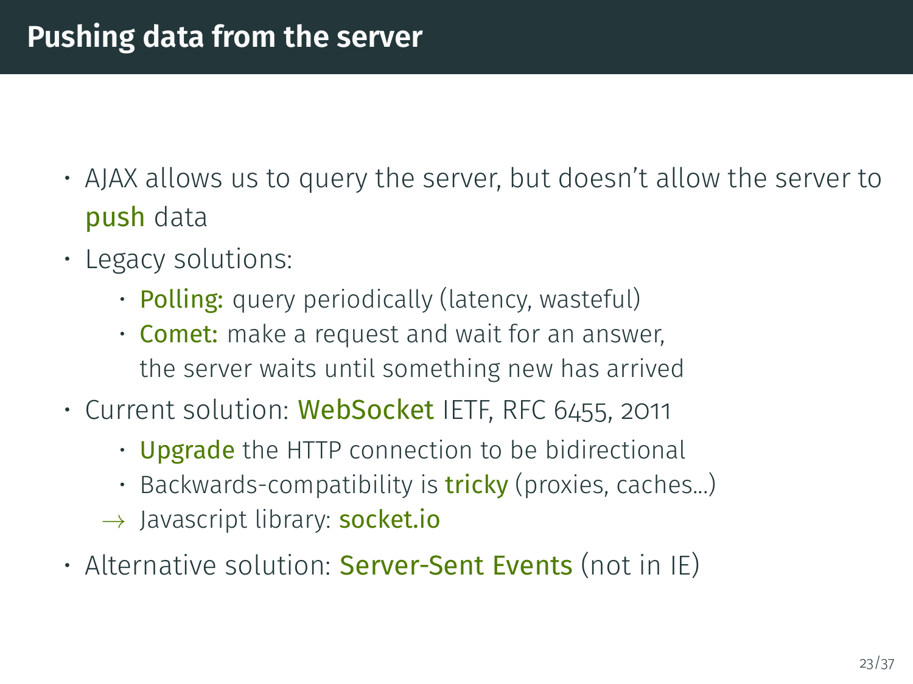# Pushing data from the server

- AJAX allows us to query the server, but doesn't allow the server to **push** data
- Legacy solutions:
  - **Polling:** query periodically (latency, wasteful)
  - **Comet:** make a request and wait for an answer, the server waits until something new has arrived
- Current solution: **WebSocket** IETF, RFC 6455, 2011
  - **Upgrade** the HTTP connection to be bidirectional
  - Backwards-compatibility is **tricky** (proxies, caches...)
  
  → Javascript library: **socket.io**
- Alternative solution: **Server-Sent Events** (not in IE)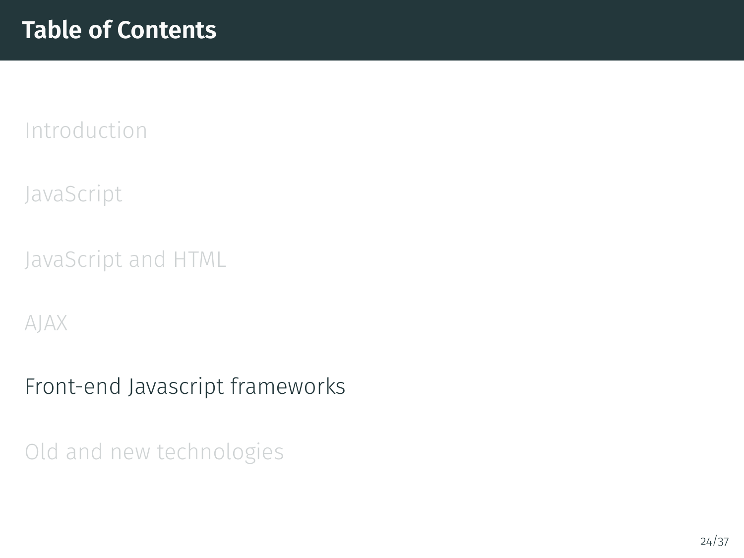# Table of Contents

Introduction

JavaScript

JavaScript and HTML

AJAX

**Front-end Javascript frameworks**

Old and new technologies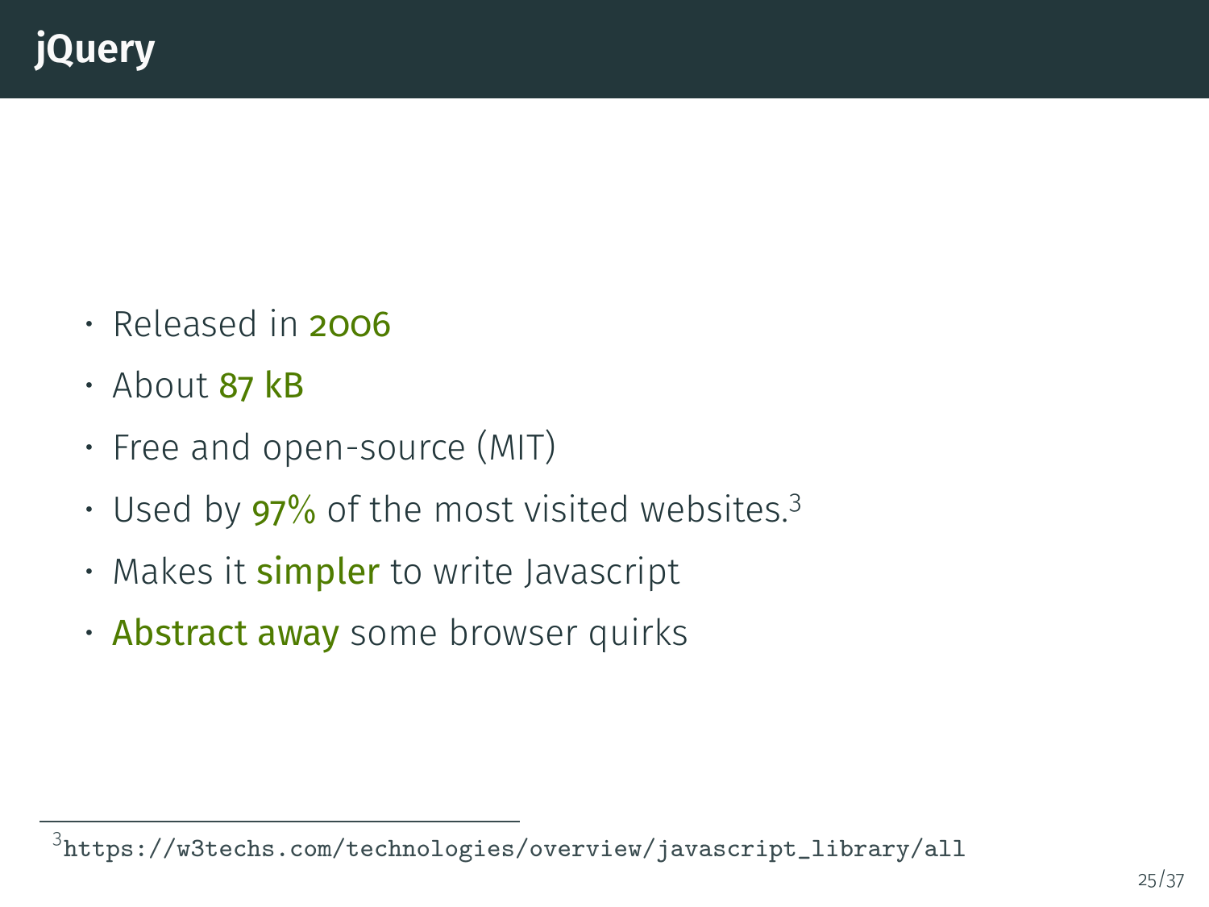# jQuery

- Released in 2006
- About 87 kB
- Free and open-source (MIT)
- Used by 97% of the most visited websites.[3]
- Makes it simpler to write Javascript
- Abstract away some browser quirks

[3] https://w3techs.com/technologies/overview/javascript_library/all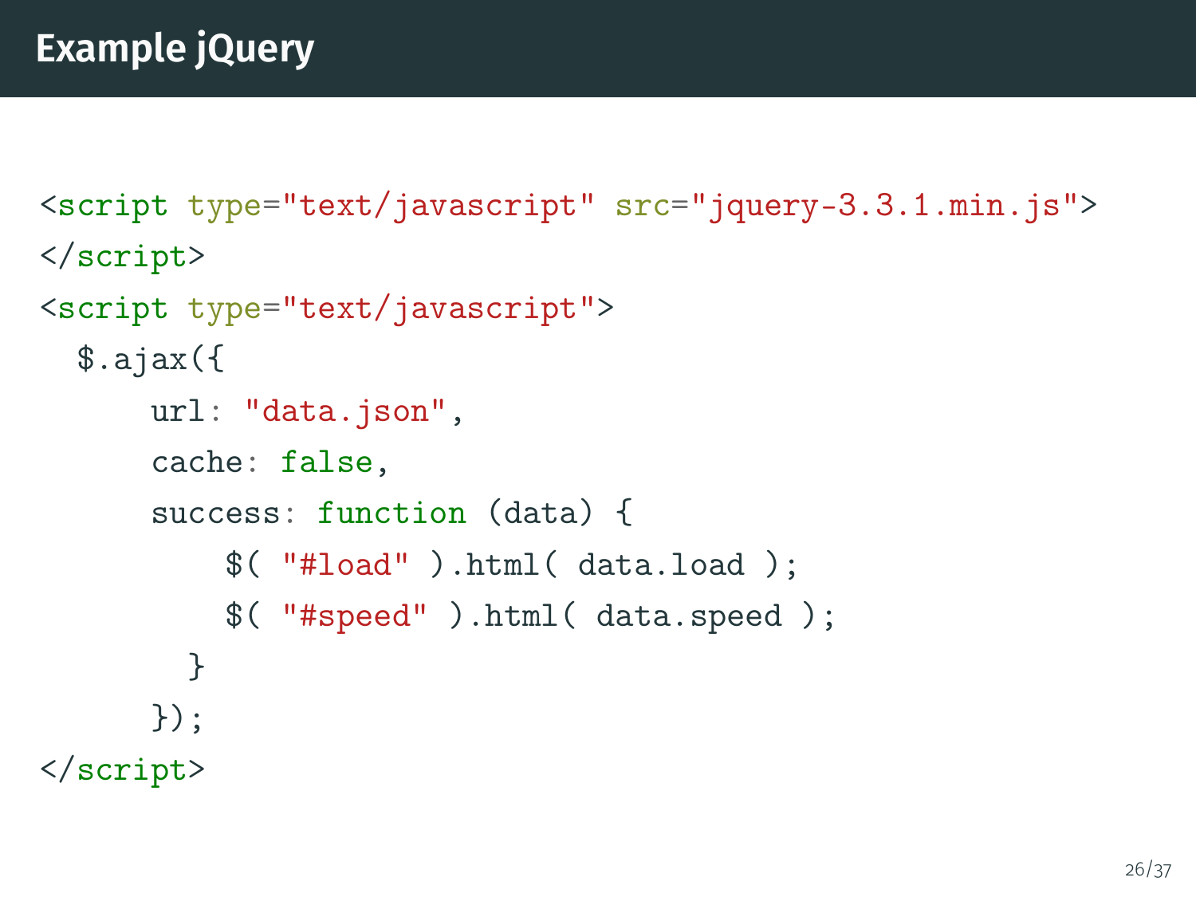# Example jQuery

```
<script type="text/javascript" src="jquery-3.3.1.min.js">
</script>
<script type="text/javascript">
  $.ajax({
      url: "data.json",
      cache: false,
      success: function (data) {
          $( "#load" ).html( data.load );
          $( "#speed" ).html( data.speed );
        }
      });
</script>
```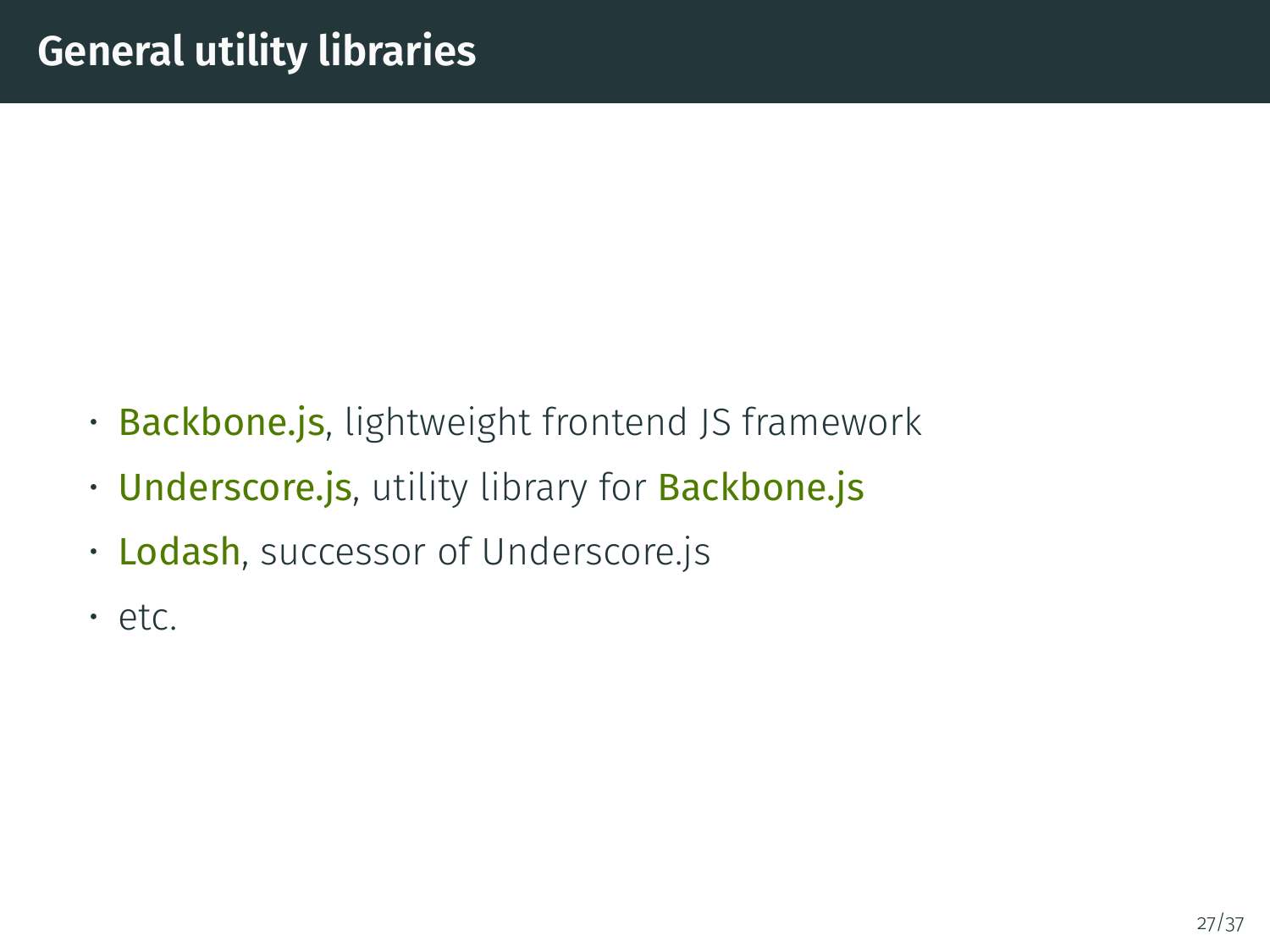# General utility libraries

- Backbone.js, lightweight frontend JS framework
- Underscore.js, utility library for Backbone.js
- Lodash, successor of Underscore.js
- etc.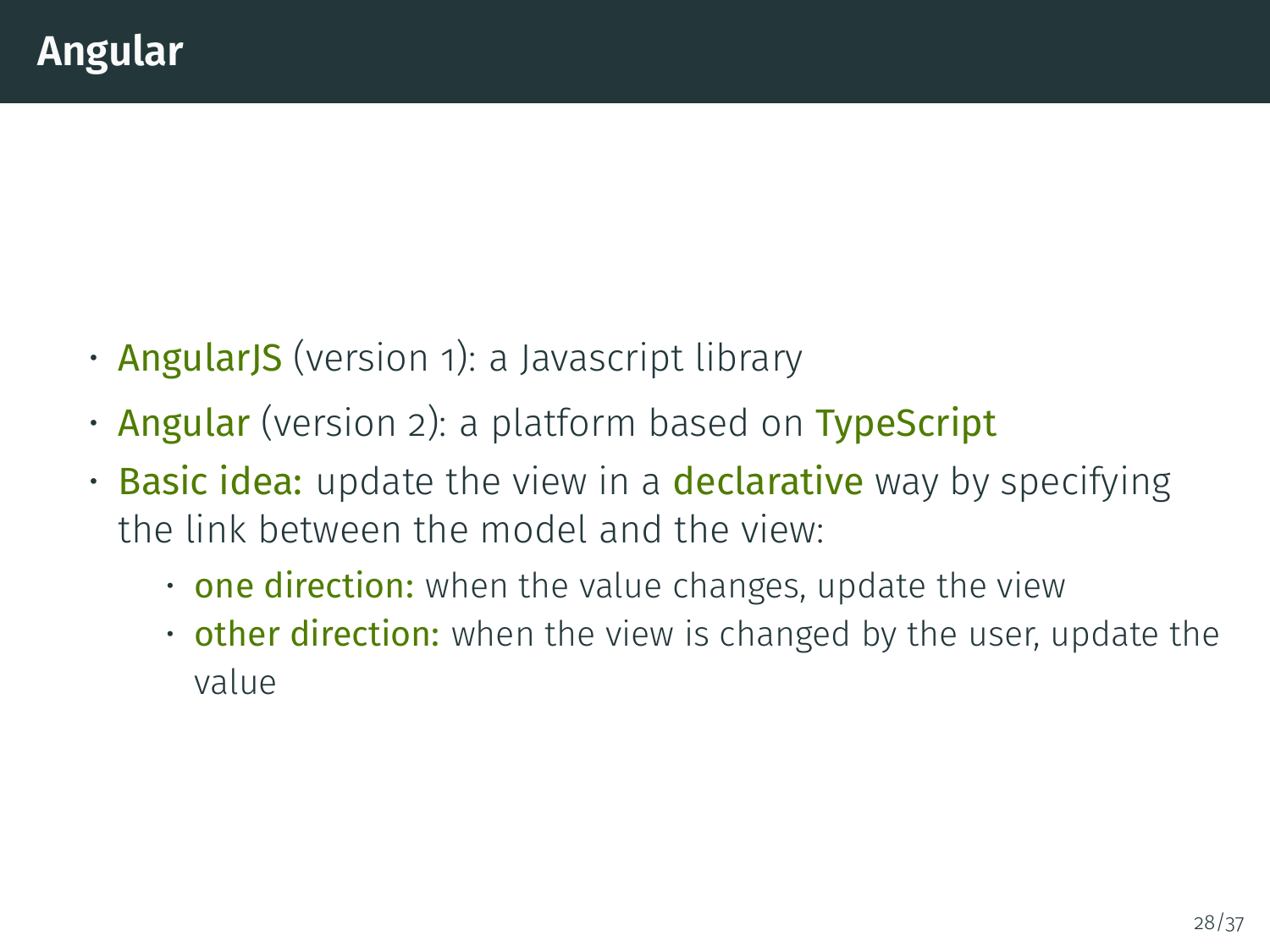# Angular

- AngularJS (version 1): a Javascript library
- Angular (version 2): a platform based on TypeScript
- Basic idea: update the view in a declarative way by specifying the link between the model and the view:
  - one direction: when the value changes, update the view
  - other direction: when the view is changed by the user, update the value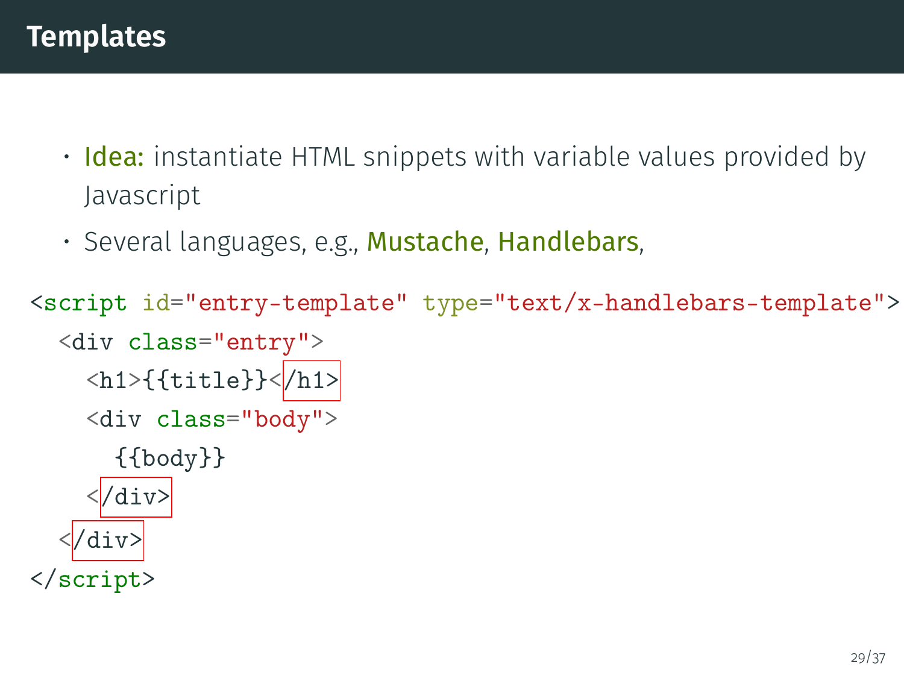# Templates

- **Idea:** instantiate HTML snippets with variable values provided by Javascript
- Several languages, e.g., Mustache, Handlebars,

```
<script id="entry-template" type="text/x-handlebars-template">
  <div class="entry">
    <h1>{{title}}</h1>
    <div class="body">
      {{body}}
    </div>
  </div>
</script>
```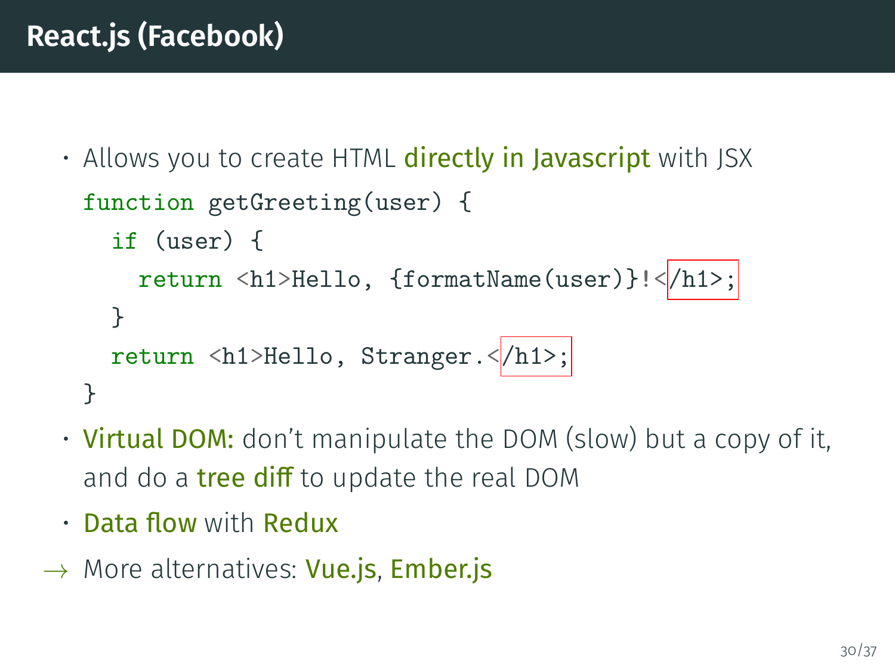# React.js (Facebook)

- Allows you to create HTML **directly in Javascript** with JSX

```
function getGreeting(user) {
  if (user) {
    return <h1>Hello, {formatName(user)}!</h1>;
  }
  return <h1>Hello, Stranger.</h1>;
}
```

- **Virtual DOM:** don't manipulate the DOM (slow) but a copy of it, and do a **tree diff** to update the real DOM
- **Data flow** with **Redux**

→ More alternatives: **Vue.js**, **Ember.js**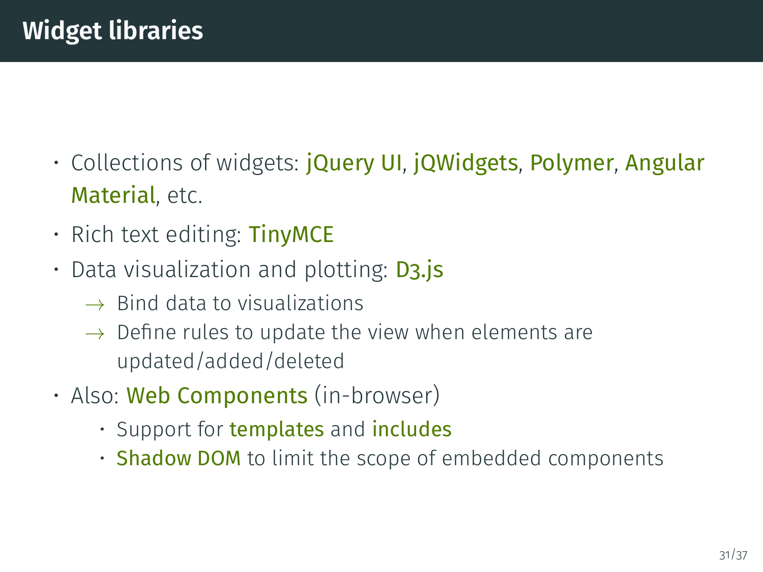# Widget libraries

- Collections of widgets: jQuery UI, jQWidgets, Polymer, Angular Material, etc.
- Rich text editing: TinyMCE
- Data visualization and plotting: D3.js
  - → Bind data to visualizations
  - → Define rules to update the view when elements are updated/added/deleted
- Also: Web Components (in-browser)
  - Support for templates and includes
  - Shadow DOM to limit the scope of embedded components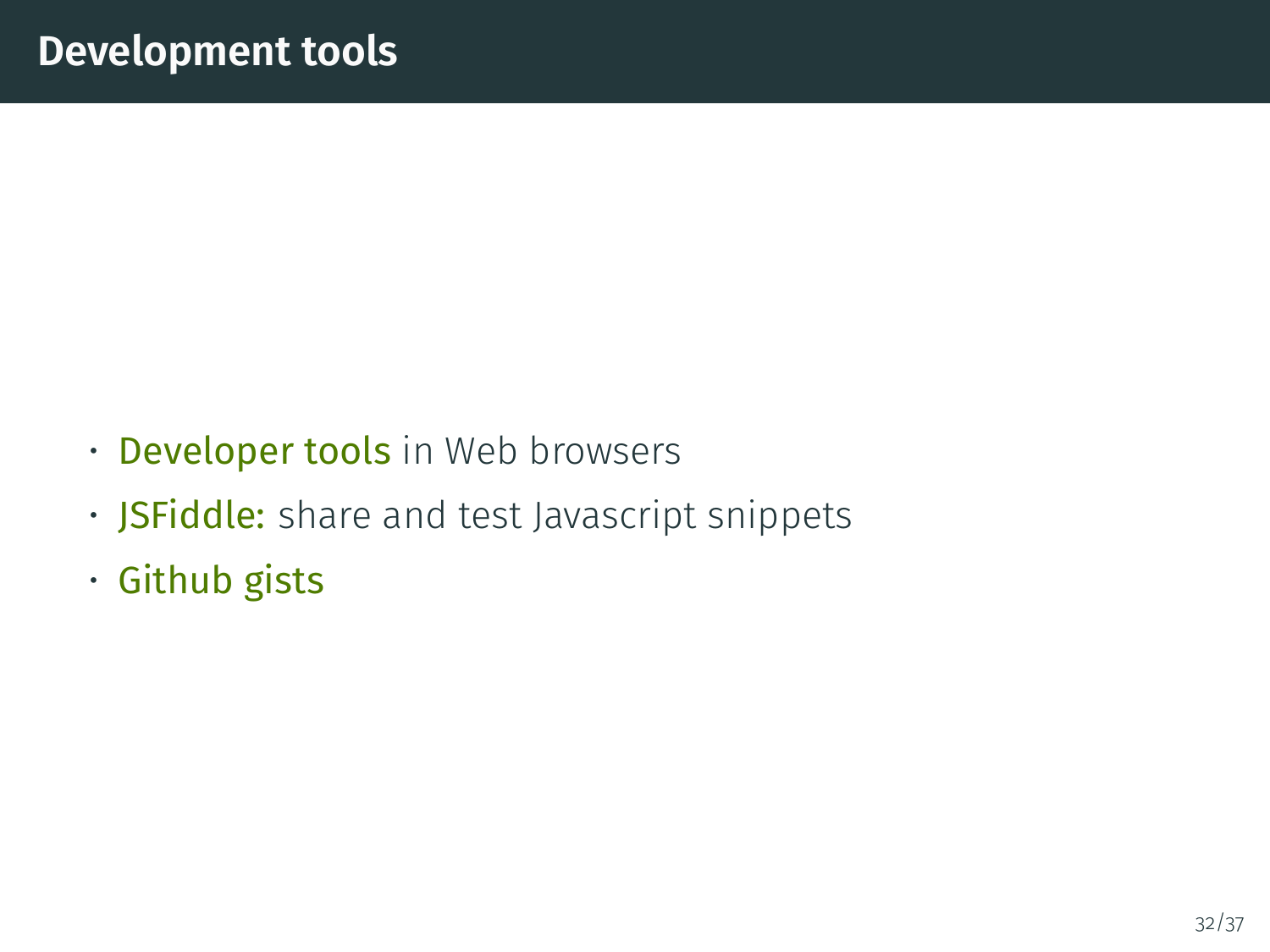# Development tools

- Developer tools in Web browsers
- JSFiddle: share and test Javascript snippets
- Github gists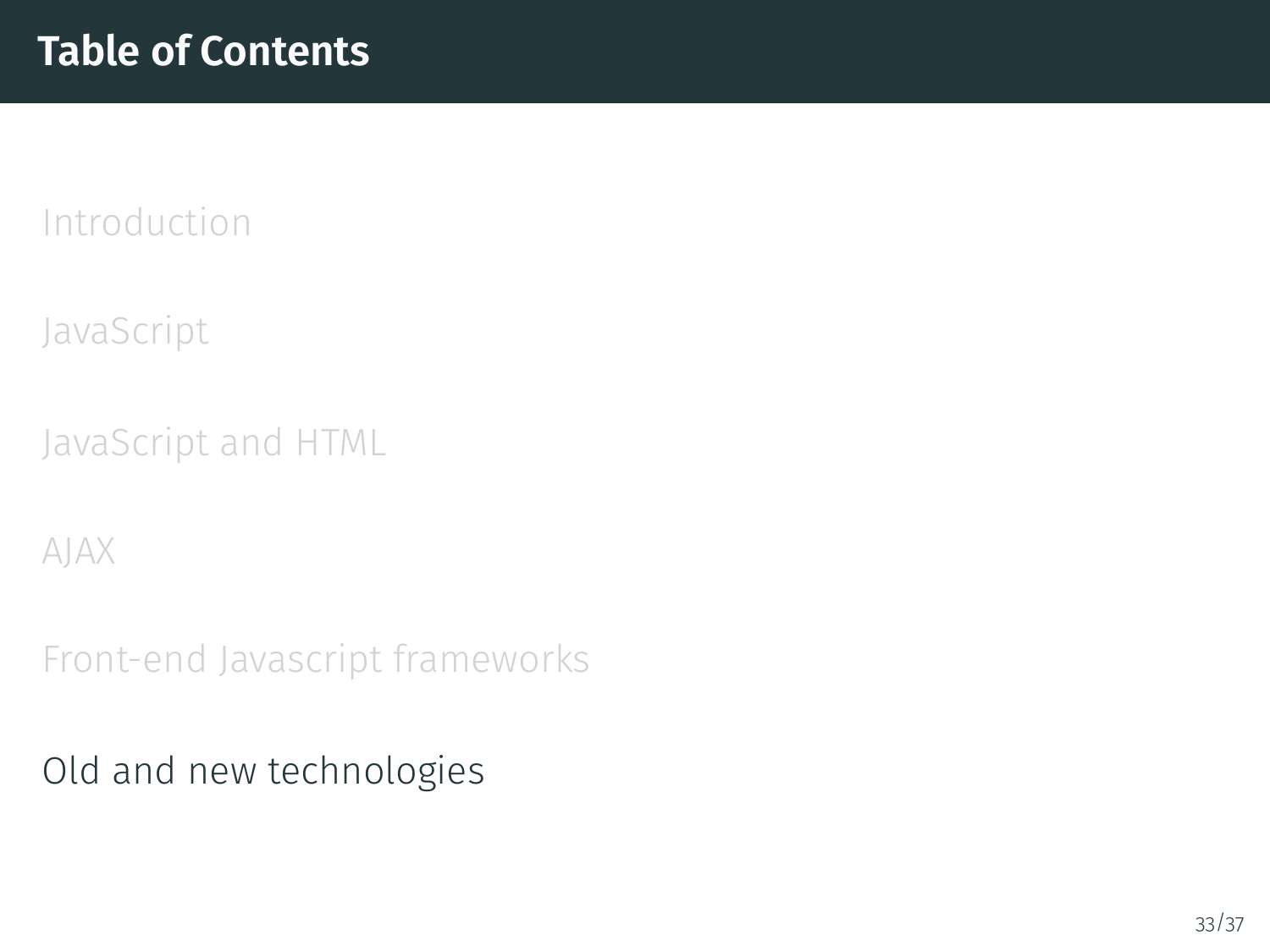# Table of Contents

Introduction

JavaScript

JavaScript and HTML

AJAX

Front-end Javascript frameworks

Old and new technologies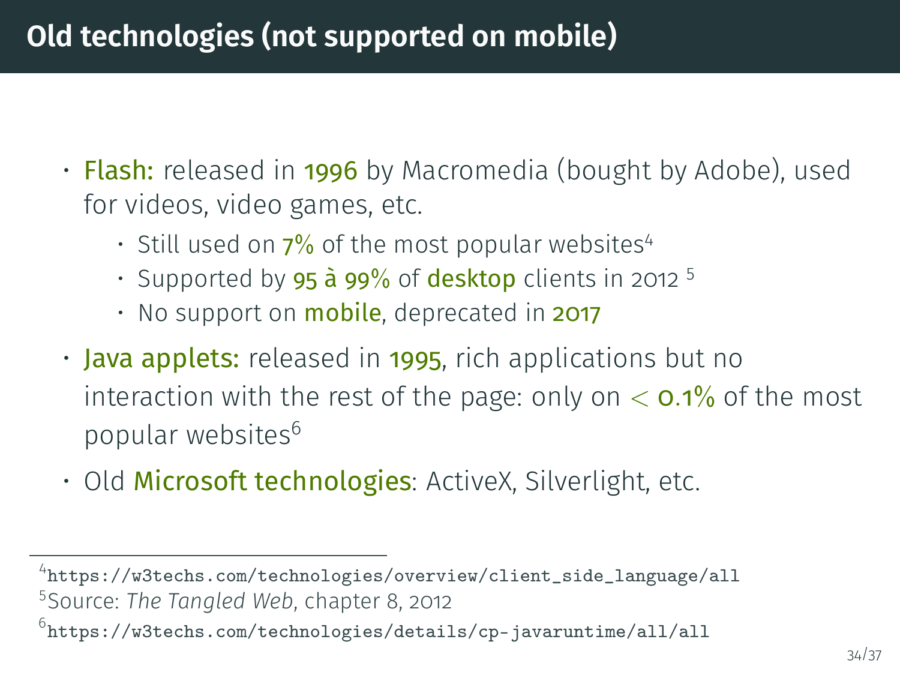# Old technologies (not supported on mobile)

- Flash: released in 1996 by Macromedia (bought by Adobe), used for videos, video games, etc.
  - Still used on 7% of the most popular websites[4]
  - Supported by 95 à 99% of desktop clients in 2012 [5]
  - No support on mobile, deprecated in 2017
- Java applets: released in 1995, rich applications but no interaction with the rest of the page: only on $< 0.1\%$ of the most popular websites[6]
- Old Microsoft technologies: ActiveX, Silverlight, etc.

---

[4] https://w3techs.com/technologies/overview/client_side_language/all

[5] Source: *The Tangled Web*, chapter 8, 2012

[6] https://w3techs.com/technologies/details/cp-javaruntime/all/all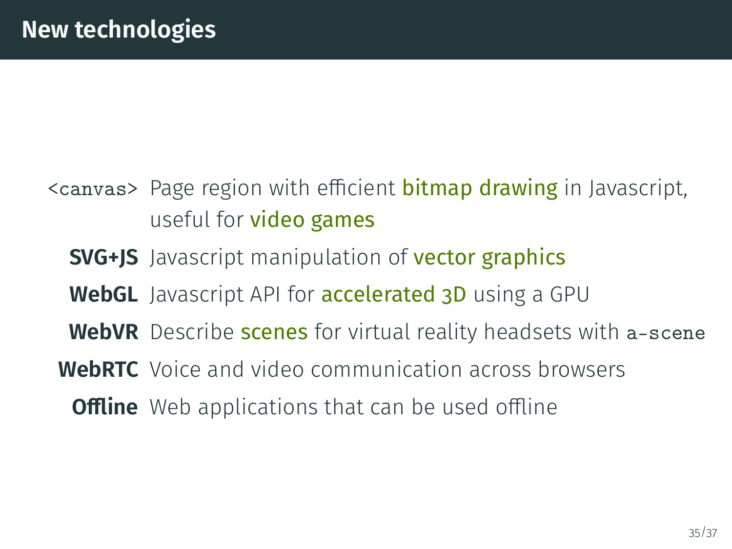# New technologies

- `<canvas>` Page region with efficient **bitmap drawing** in Javascript, useful for **video games**
- **SVG+JS** Javascript manipulation of **vector graphics**
- **WebGL** Javascript API for **accelerated 3D** using a GPU
- **WebVR** Describe **scenes** for virtual reality headsets with `a-scene`
- **WebRTC** Voice and video communication across browsers
- **Offline** Web applications that can be used offline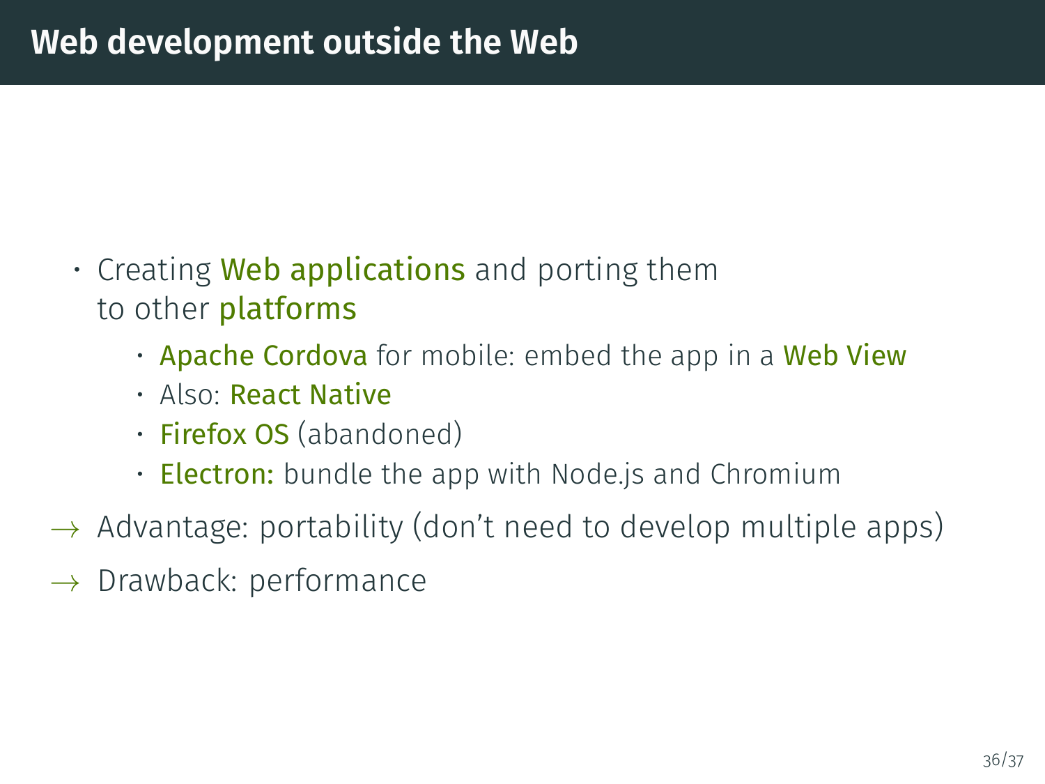## Web development outside the Web

- Creating Web applications and porting them to other platforms
  - Apache Cordova for mobile: embed the app in a Web View
  - Also: React Native
  - Firefox OS (abandoned)
  - Electron: bundle the app with Node.js and Chromium

→ Advantage: portability (don't need to develop multiple apps)

→ Drawback: performance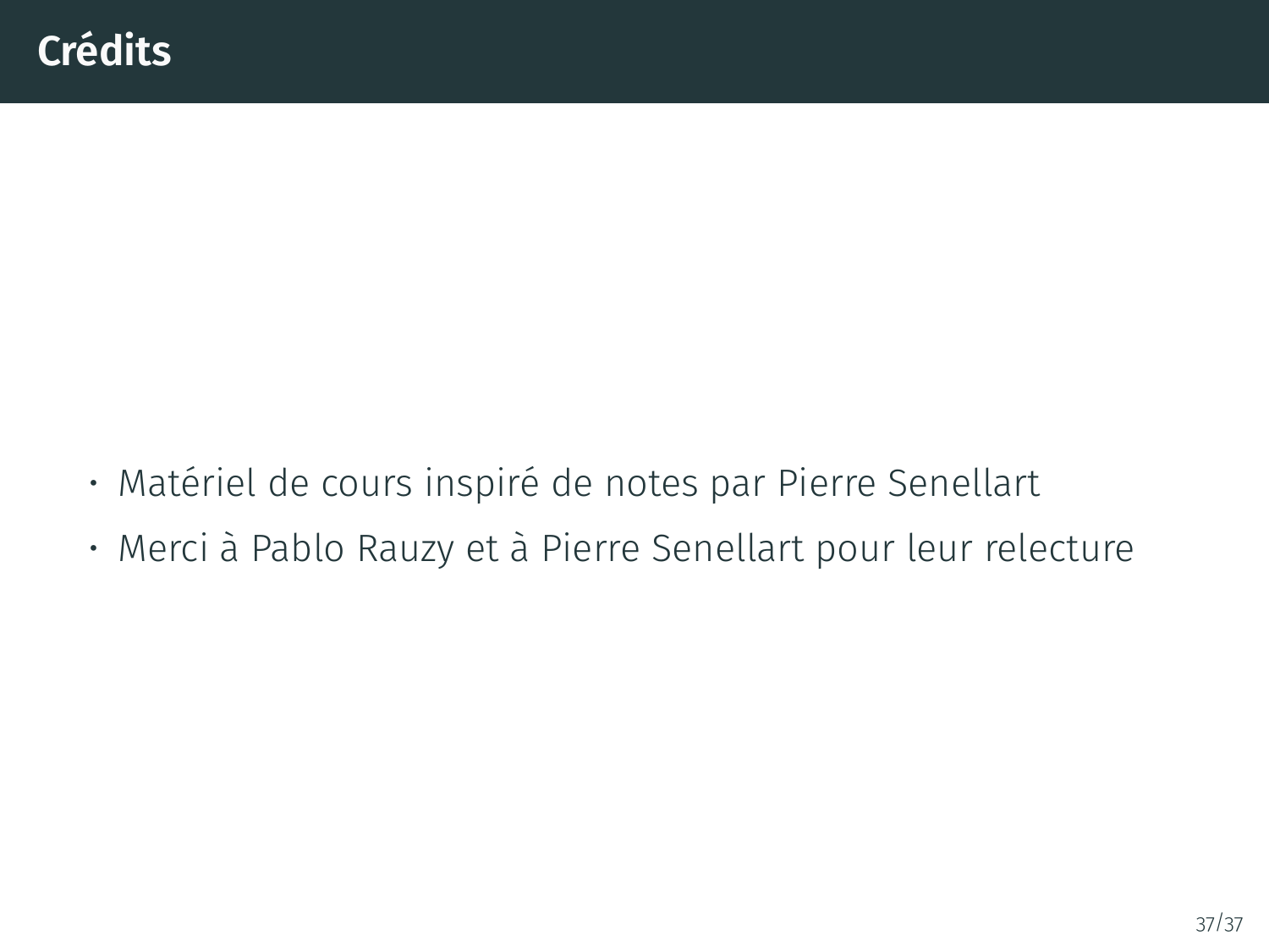# Crédits

- Matériel de cours inspiré de notes par Pierre Senellart
- Merci à Pablo Rauzy et à Pierre Senellart pour leur relecture